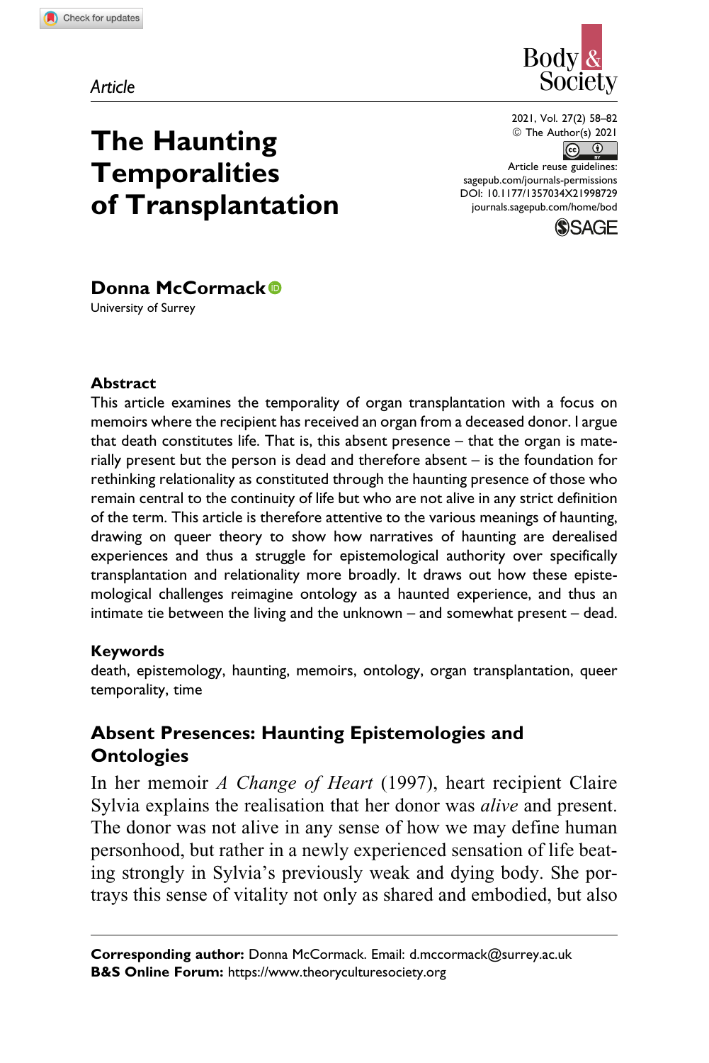Article

# The Haunting Temporalities of Transplantation

**Donna McCormack**
University of Surrey

2021, Vol. 27(2) 58–82
© The Author(s) 2021
Article reuse guidelines: sagepub.com/journals-permissions
DOI: 10.1177/1357034X21998729
journals.sagepub.com/home/bod

### Abstract

This article examines the temporality of organ transplantation with a focus on memoirs where the recipient has received an organ from a deceased donor. I argue that death constitutes life. That is, this absent presence – that the organ is materially present but the person is dead and therefore absent – is the foundation for rethinking relationality as constituted through the haunting presence of those who remain central to the continuity of life but who are not alive in any strict definition of the term. This article is therefore attentive to the various meanings of haunting, drawing on queer theory to show how narratives of haunting are derealised experiences and thus a struggle for epistemological authority over specifically transplantation and relationality more broadly. It draws out how these epistemological challenges reimagine ontology as a haunted experience, and thus an intimate tie between the living and the unknown – and somewhat present – dead.

### Keywords

death, epistemology, haunting, memoirs, ontology, organ transplantation, queer temporality, time

## Absent Presences: Haunting Epistemologies and Ontologies

In her memoir *A Change of Heart* (1997), heart recipient Claire Sylvia explains the realisation that her donor was *alive* and present. The donor was not alive in any sense of how we may define human personhood, but rather in a newly experienced sensation of life beating strongly in Sylvia's previously weak and dying body. She portrays this sense of vitality not only as shared and embodied, but also

**Corresponding author:** Donna McCormack. Email: d.mccormack@surrey.ac.uk
**B&S Online Forum:** https://www.theoryculturesociety.org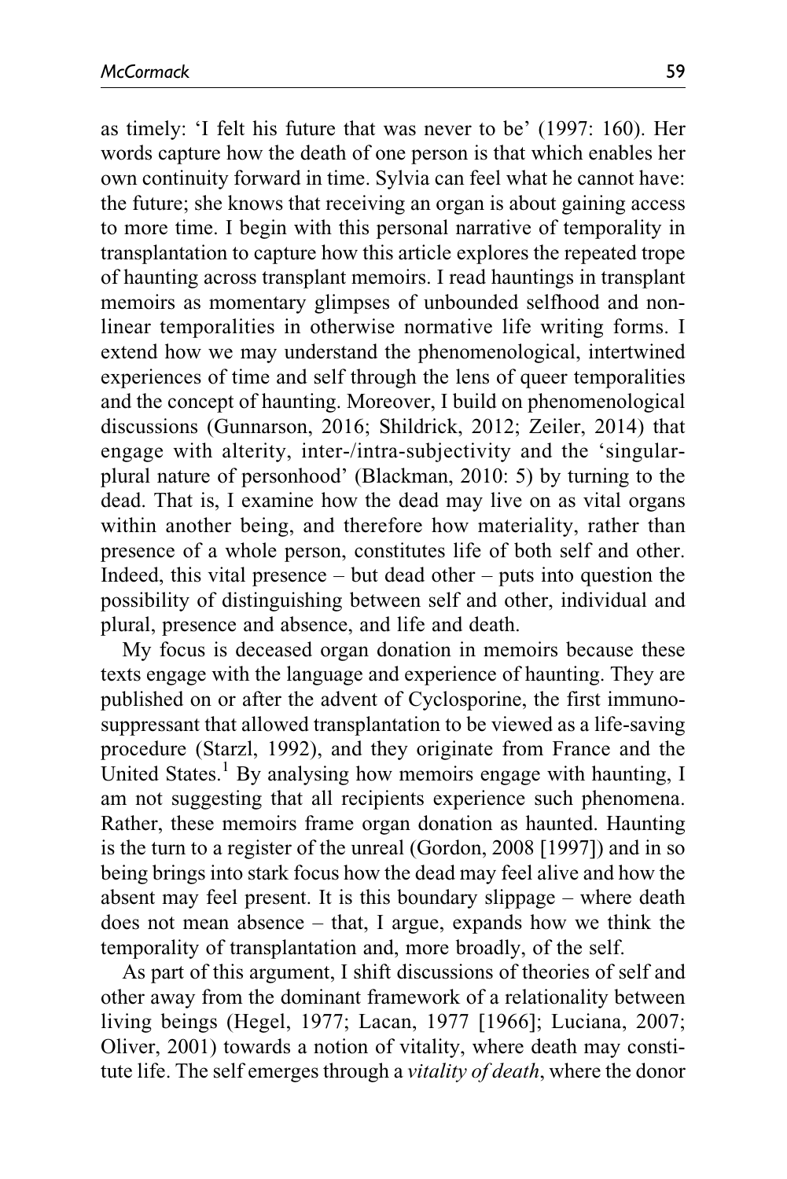as timely: 'I felt his future that was never to be' (1997: 160). Her words capture how the death of one person is that which enables her own continuity forward in time. Sylvia can feel what he cannot have: the future; she knows that receiving an organ is about gaining access to more time. I begin with this personal narrative of temporality in transplantation to capture how this article explores the repeated trope of haunting across transplant memoirs. I read hauntings in transplant memoirs as momentary glimpses of unbounded selfhood and non-linear temporalities in otherwise normative life writing forms. I extend how we may understand the phenomenological, intertwined experiences of time and self through the lens of queer temporalities and the concept of haunting. Moreover, I build on phenomenological discussions (Gunnarson, 2016; Shildrick, 2012; Zeiler, 2014) that engage with alterity, inter-/intra-subjectivity and the 'singular-plural nature of personhood' (Blackman, 2010: 5) by turning to the dead. That is, I examine how the dead may live on as vital organs within another being, and therefore how materiality, rather than presence of a whole person, constitutes life of both self and other. Indeed, this vital presence – but dead other – puts into question the possibility of distinguishing between self and other, individual and plural, presence and absence, and life and death.

My focus is deceased organ donation in memoirs because these texts engage with the language and experience of haunting. They are published on or after the advent of Cyclosporine, the first immunosuppressant that allowed transplantation to be viewed as a life-saving procedure (Starzl, 1992), and they originate from France and the United States.[1] By analysing how memoirs engage with haunting, I am not suggesting that all recipients experience such phenomena. Rather, these memoirs frame organ donation as haunted. Haunting is the turn to a register of the unreal (Gordon, 2008 [1997]) and in so being brings into stark focus how the dead may feel alive and how the absent may feel present. It is this boundary slippage – where death does not mean absence – that, I argue, expands how we think the temporality of transplantation and, more broadly, of the self.

As part of this argument, I shift discussions of theories of self and other away from the dominant framework of a relationality between living beings (Hegel, 1977; Lacan, 1977 [1966]; Luciana, 2007; Oliver, 2001) towards a notion of vitality, where death may constitute life. The self emerges through a *vitality of death*, where the donor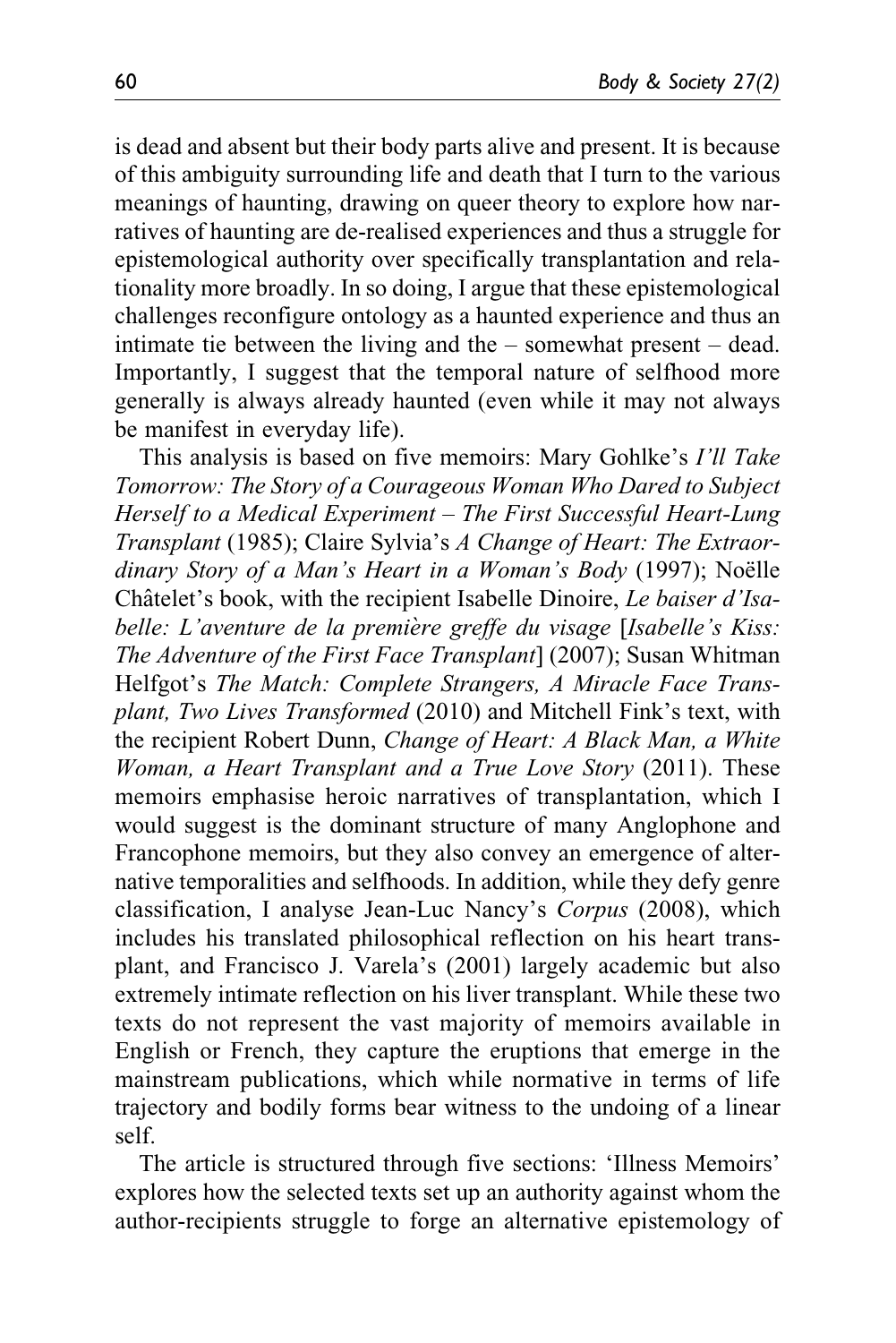is dead and absent but their body parts alive and present. It is because of this ambiguity surrounding life and death that I turn to the various meanings of haunting, drawing on queer theory to explore how narratives of haunting are de-realised experiences and thus a struggle for epistemological authority over specifically transplantation and relationality more broadly. In so doing, I argue that these epistemological challenges reconfigure ontology as a haunted experience and thus an intimate tie between the living and the – somewhat present – dead. Importantly, I suggest that the temporal nature of selfhood more generally is always already haunted (even while it may not always be manifest in everyday life).

This analysis is based on five memoirs: Mary Gohlke's *I'll Take Tomorrow: The Story of a Courageous Woman Who Dared to Subject Herself to a Medical Experiment – The First Successful Heart-Lung Transplant* (1985); Claire Sylvia's *A Change of Heart: The Extraordinary Story of a Man's Heart in a Woman's Body* (1997); Noëlle Châtelet's book, with the recipient Isabelle Dinoire, *Le baiser d'Isabelle: L'aventure de la première greffe du visage* [*Isabelle's Kiss: The Adventure of the First Face Transplant*] (2007); Susan Whitman Helfgot's *The Match: Complete Strangers, A Miracle Face Transplant, Two Lives Transformed* (2010) and Mitchell Fink's text, with the recipient Robert Dunn, *Change of Heart: A Black Man, a White Woman, a Heart Transplant and a True Love Story* (2011). These memoirs emphasise heroic narratives of transplantation, which I would suggest is the dominant structure of many Anglophone and Francophone memoirs, but they also convey an emergence of alternative temporalities and selfhoods. In addition, while they defy genre classification, I analyse Jean-Luc Nancy's *Corpus* (2008), which includes his translated philosophical reflection on his heart transplant, and Francisco J. Varela's (2001) largely academic but also extremely intimate reflection on his liver transplant. While these two texts do not represent the vast majority of memoirs available in English or French, they capture the eruptions that emerge in the mainstream publications, which while normative in terms of life trajectory and bodily forms bear witness to the undoing of a linear self.

The article is structured through five sections: 'Illness Memoirs' explores how the selected texts set up an authority against whom the author-recipients struggle to forge an alternative epistemology of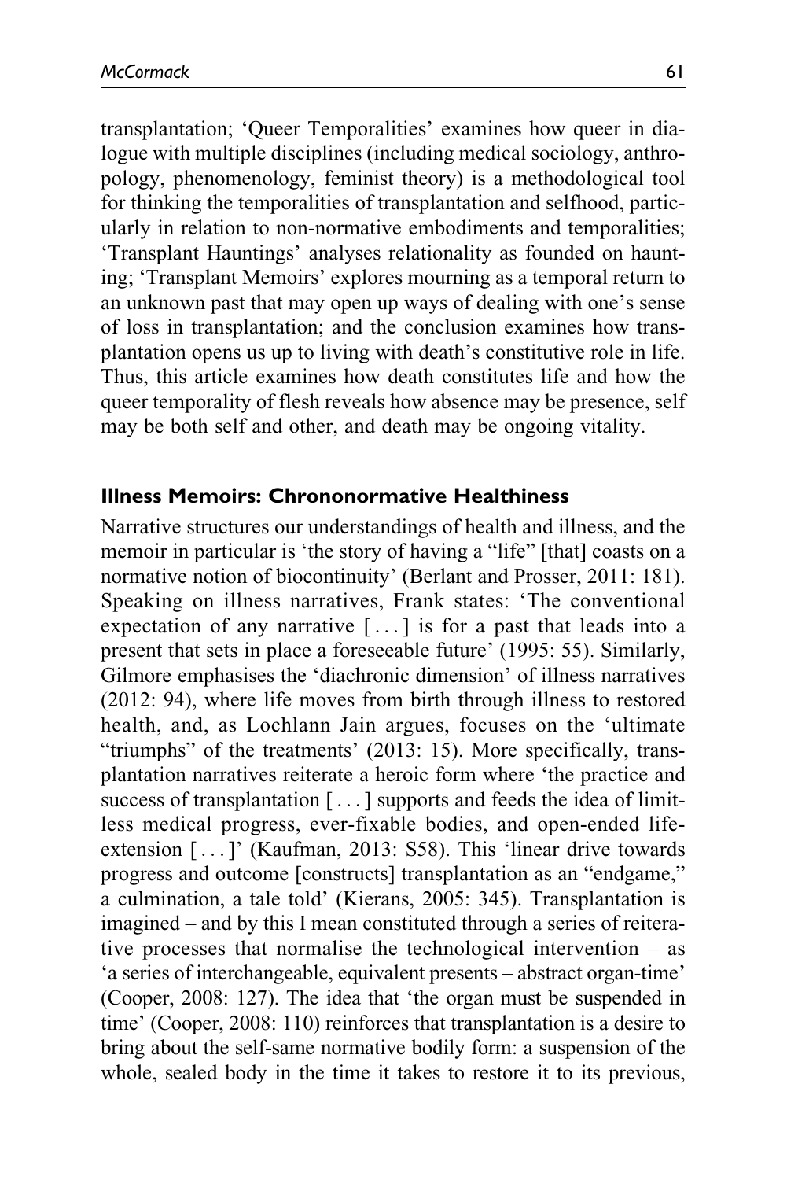transplantation; 'Queer Temporalities' examines how queer in dialogue with multiple disciplines (including medical sociology, anthropology, phenomenology, feminist theory) is a methodological tool for thinking the temporalities of transplantation and selfhood, particularly in relation to non-normative embodiments and temporalities; 'Transplant Hauntings' analyses relationality as founded on haunting; 'Transplant Memoirs' explores mourning as a temporal return to an unknown past that may open up ways of dealing with one's sense of loss in transplantation; and the conclusion examines how transplantation opens us up to living with death's constitutive role in life. Thus, this article examines how death constitutes life and how the queer temporality of flesh reveals how absence may be presence, self may be both self and other, and death may be ongoing vitality.

### Illness Memoirs: Chrononormative Healthiness

Narrative structures our understandings of health and illness, and the memoir in particular is 'the story of having a "life" [that] coasts on a normative notion of biocontinuity' (Berlant and Prosser, 2011: 181). Speaking on illness narratives, Frank states: 'The conventional expectation of any narrative [ . . . ] is for a past that leads into a present that sets in place a foreseeable future' (1995: 55). Similarly, Gilmore emphasises the 'diachronic dimension' of illness narratives (2012: 94), where life moves from birth through illness to restored health, and, as Lochlann Jain argues, focuses on the 'ultimate "triumphs" of the treatments' (2013: 15). More specifically, transplantation narratives reiterate a heroic form where 'the practice and success of transplantation [ . . . ] supports and feeds the idea of limitless medical progress, ever-fixable bodies, and open-ended life-extension [ . . . ]' (Kaufman, 2013: S58). This 'linear drive towards progress and outcome [constructs] transplantation as an "endgame," a culmination, a tale told' (Kierans, 2005: 345). Transplantation is imagined – and by this I mean constituted through a series of reiterative processes that normalise the technological intervention – as 'a series of interchangeable, equivalent presents – abstract organ-time' (Cooper, 2008: 127). The idea that 'the organ must be suspended in time' (Cooper, 2008: 110) reinforces that transplantation is a desire to bring about the self-same normative bodily form: a suspension of the whole, sealed body in the time it takes to restore it to its previous,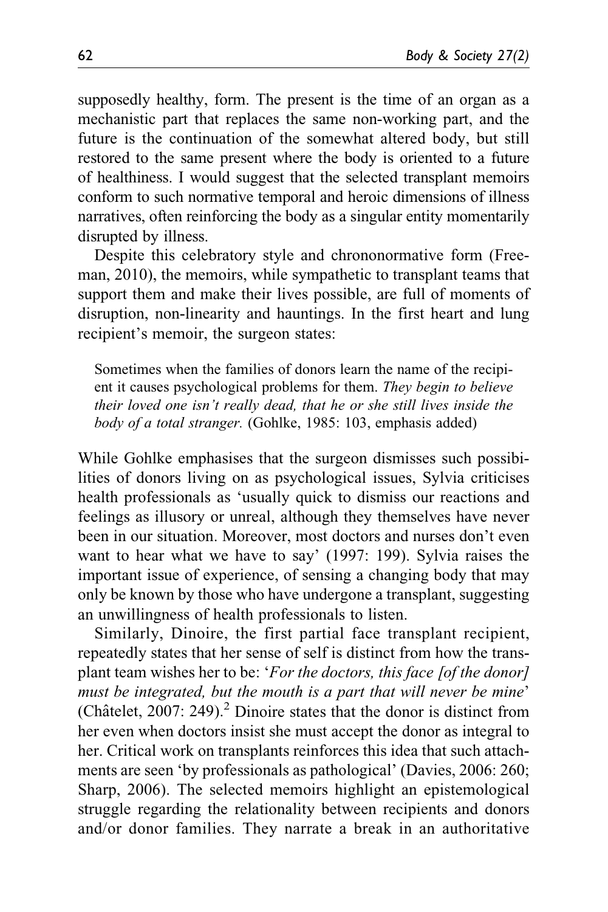supposedly healthy, form. The present is the time of an organ as a mechanistic part that replaces the same non-working part, and the future is the continuation of the somewhat altered body, but still restored to the same present where the body is oriented to a future of healthiness. I would suggest that the selected transplant memoirs conform to such normative temporal and heroic dimensions of illness narratives, often reinforcing the body as a singular entity momentarily disrupted by illness.

Despite this celebratory style and chrononormative form (Freeman, 2010), the memoirs, while sympathetic to transplant teams that support them and make their lives possible, are full of moments of disruption, non-linearity and hauntings. In the first heart and lung recipient's memoir, the surgeon states:

> Sometimes when the families of donors learn the name of the recipient it causes psychological problems for them. *They begin to believe their loved one isn't really dead, that he or she still lives inside the body of a total stranger.* (Gohlke, 1985: 103, emphasis added)

While Gohlke emphasises that the surgeon dismisses such possibilities of donors living on as psychological issues, Sylvia criticises health professionals as 'usually quick to dismiss our reactions and feelings as illusory or unreal, although they themselves have never been in our situation. Moreover, most doctors and nurses don't even want to hear what we have to say' (1997: 199). Sylvia raises the important issue of experience, of sensing a changing body that may only be known by those who have undergone a transplant, suggesting an unwillingness of health professionals to listen.

Similarly, Dinoire, the first partial face transplant recipient, repeatedly states that her sense of self is distinct from how the transplant team wishes her to be: '*For the doctors, this face [of the donor] must be integrated, but the mouth is a part that will never be mine*' (Châtelet, 2007: 249).[2] Dinoire states that the donor is distinct from her even when doctors insist she must accept the donor as integral to her. Critical work on transplants reinforces this idea that such attachments are seen 'by professionals as pathological' (Davies, 2006: 260; Sharp, 2006). The selected memoirs highlight an epistemological struggle regarding the relationality between recipients and donors and/or donor families. They narrate a break in an authoritative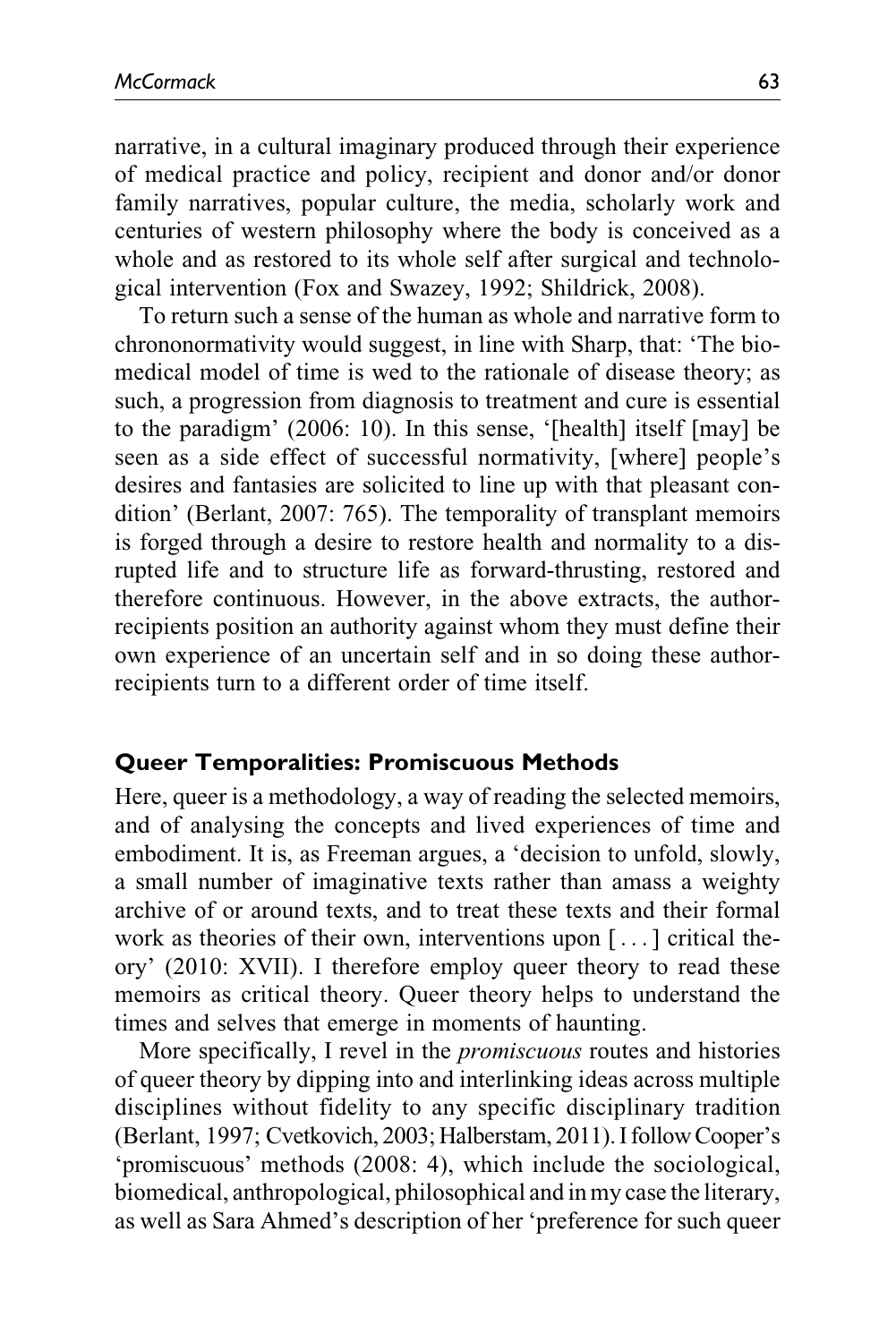narrative, in a cultural imaginary produced through their experience of medical practice and policy, recipient and donor and/or donor family narratives, popular culture, the media, scholarly work and centuries of western philosophy where the body is conceived as a whole and as restored to its whole self after surgical and technological intervention (Fox and Swazey, 1992; Shildrick, 2008).

To return such a sense of the human as whole and narrative form to chrononormativity would suggest, in line with Sharp, that: 'The biomedical model of time is wed to the rationale of disease theory; as such, a progression from diagnosis to treatment and cure is essential to the paradigm' (2006: 10). In this sense, '[health] itself [may] be seen as a side effect of successful normativity, [where] people's desires and fantasies are solicited to line up with that pleasant condition' (Berlant, 2007: 765). The temporality of transplant memoirs is forged through a desire to restore health and normality to a disrupted life and to structure life as forward-thrusting, restored and therefore continuous. However, in the above extracts, the author-recipients position an authority against whom they must define their own experience of an uncertain self and in so doing these author-recipients turn to a different order of time itself.

## Queer Temporalities: Promiscuous Methods

Here, queer is a methodology, a way of reading the selected memoirs, and of analysing the concepts and lived experiences of time and embodiment. It is, as Freeman argues, a 'decision to unfold, slowly, a small number of imaginative texts rather than amass a weighty archive of or around texts, and to treat these texts and their formal work as theories of their own, interventions upon [ . . . ] critical theory' (2010: XVII). I therefore employ queer theory to read these memoirs as critical theory. Queer theory helps to understand the times and selves that emerge in moments of haunting.

More specifically, I revel in the *promiscuous* routes and histories of queer theory by dipping into and interlinking ideas across multiple disciplines without fidelity to any specific disciplinary tradition (Berlant, 1997; Cvetkovich, 2003; Halberstam, 2011). I follow Cooper's 'promiscuous' methods (2008: 4), which include the sociological, biomedical, anthropological, philosophical and in my case the literary, as well as Sara Ahmed's description of her 'preference for such queer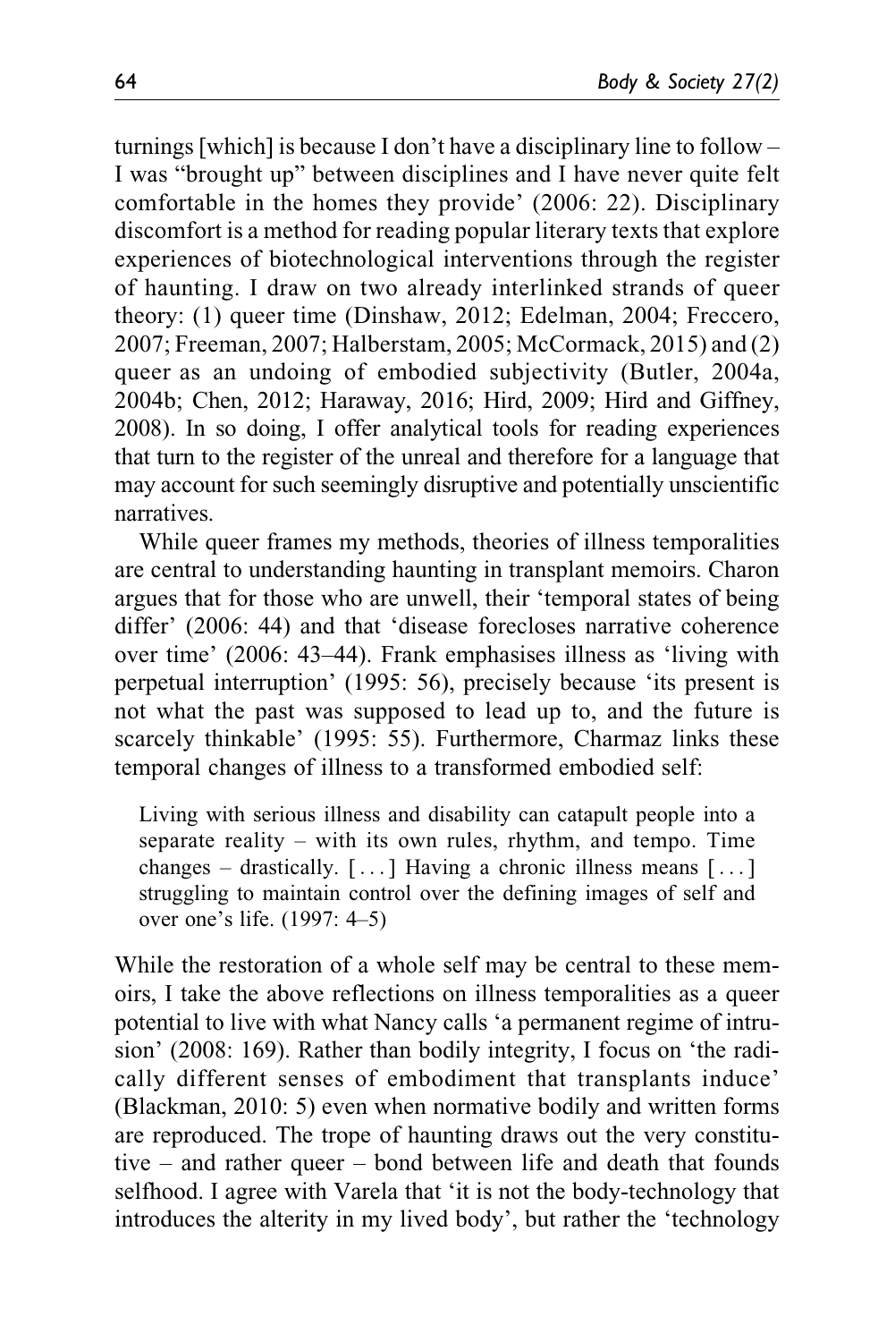turnings [which] is because I don't have a disciplinary line to follow – I was "brought up" between disciplines and I have never quite felt comfortable in the homes they provide' (2006: 22). Disciplinary discomfort is a method for reading popular literary texts that explore experiences of biotechnological interventions through the register of haunting. I draw on two already interlinked strands of queer theory: (1) queer time (Dinshaw, 2012; Edelman, 2004; Freccero, 2007; Freeman, 2007; Halberstam, 2005; McCormack, 2015) and (2) queer as an undoing of embodied subjectivity (Butler, 2004a, 2004b; Chen, 2012; Haraway, 2016; Hird, 2009; Hird and Giffney, 2008). In so doing, I offer analytical tools for reading experiences that turn to the register of the unreal and therefore for a language that may account for such seemingly disruptive and potentially unscientific narratives.

While queer frames my methods, theories of illness temporalities are central to understanding haunting in transplant memoirs. Charon argues that for those who are unwell, their 'temporal states of being differ' (2006: 44) and that 'disease forecloses narrative coherence over time' (2006: 43–44). Frank emphasises illness as 'living with perpetual interruption' (1995: 56), precisely because 'its present is not what the past was supposed to lead up to, and the future is scarcely thinkable' (1995: 55). Furthermore, Charmaz links these temporal changes of illness to a transformed embodied self:

> Living with serious illness and disability can catapult people into a separate reality – with its own rules, rhythm, and tempo. Time changes – drastically. [...] Having a chronic illness means [...] struggling to maintain control over the defining images of self and over one's life. (1997: 4–5)

While the restoration of a whole self may be central to these memoirs, I take the above reflections on illness temporalities as a queer potential to live with what Nancy calls 'a permanent regime of intrusion' (2008: 169). Rather than bodily integrity, I focus on 'the radically different senses of embodiment that transplants induce' (Blackman, 2010: 5) even when normative bodily and written forms are reproduced. The trope of haunting draws out the very constitutive – and rather queer – bond between life and death that founds selfhood. I agree with Varela that 'it is not the body-technology that introduces the alterity in my lived body', but rather the 'technology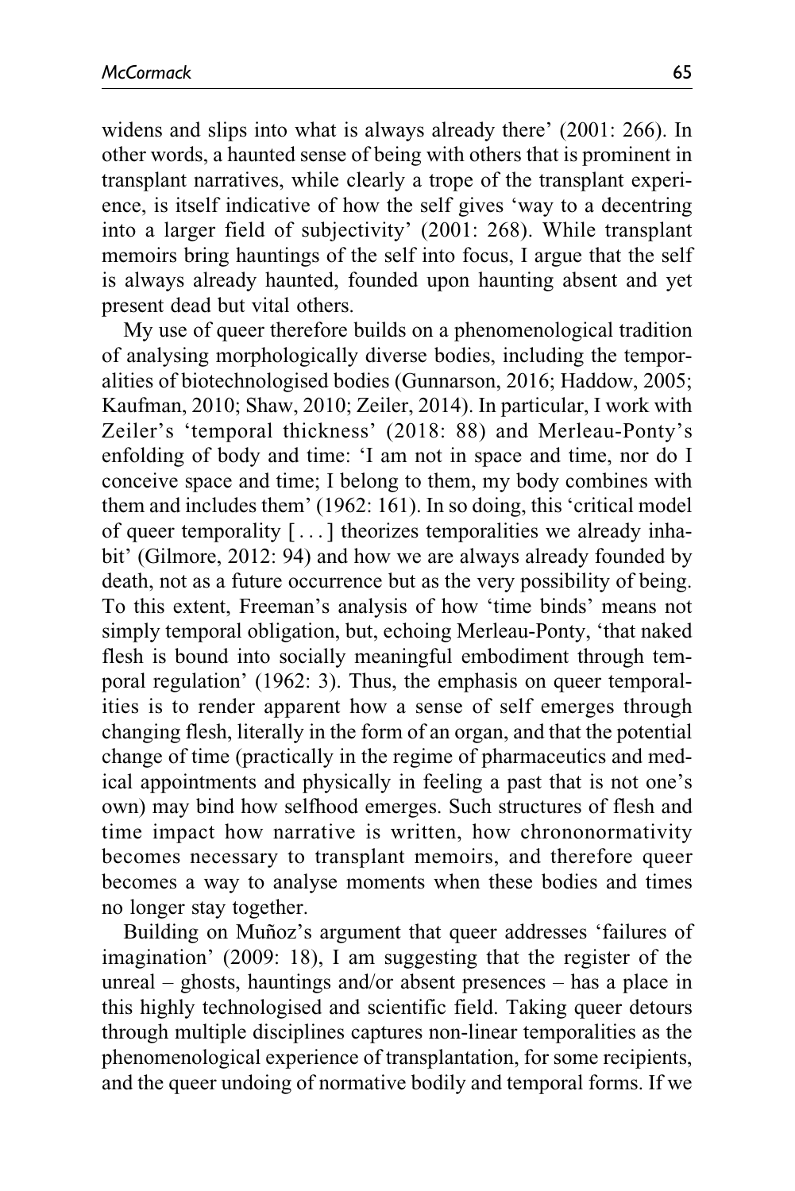widens and slips into what is always already there' (2001: 266). In other words, a haunted sense of being with others that is prominent in transplant narratives, while clearly a trope of the transplant experience, is itself indicative of how the self gives 'way to a decentring into a larger field of subjectivity' (2001: 268). While transplant memoirs bring hauntings of the self into focus, I argue that the self is always already haunted, founded upon haunting absent and yet present dead but vital others.

My use of queer therefore builds on a phenomenological tradition of analysing morphologically diverse bodies, including the temporalities of biotechnologised bodies (Gunnarson, 2016; Haddow, 2005; Kaufman, 2010; Shaw, 2010; Zeiler, 2014). In particular, I work with Zeiler's 'temporal thickness' (2018: 88) and Merleau-Ponty's enfolding of body and time: 'I am not in space and time, nor do I conceive space and time; I belong to them, my body combines with them and includes them' (1962: 161). In so doing, this 'critical model of queer temporality [ . . . ] theorizes temporalities we already inhabit' (Gilmore, 2012: 94) and how we are always already founded by death, not as a future occurrence but as the very possibility of being. To this extent, Freeman's analysis of how 'time binds' means not simply temporal obligation, but, echoing Merleau-Ponty, 'that naked flesh is bound into socially meaningful embodiment through temporal regulation' (1962: 3). Thus, the emphasis on queer temporalities is to render apparent how a sense of self emerges through changing flesh, literally in the form of an organ, and that the potential change of time (practically in the regime of pharmaceutics and medical appointments and physically in feeling a past that is not one's own) may bind how selfhood emerges. Such structures of flesh and time impact how narrative is written, how chrononormativity becomes necessary to transplant memoirs, and therefore queer becomes a way to analyse moments when these bodies and times no longer stay together.

Building on Muñoz's argument that queer addresses 'failures of imagination' (2009: 18), I am suggesting that the register of the unreal – ghosts, hauntings and/or absent presences – has a place in this highly technologised and scientific field. Taking queer detours through multiple disciplines captures non-linear temporalities as the phenomenological experience of transplantation, for some recipients, and the queer undoing of normative bodily and temporal forms. If we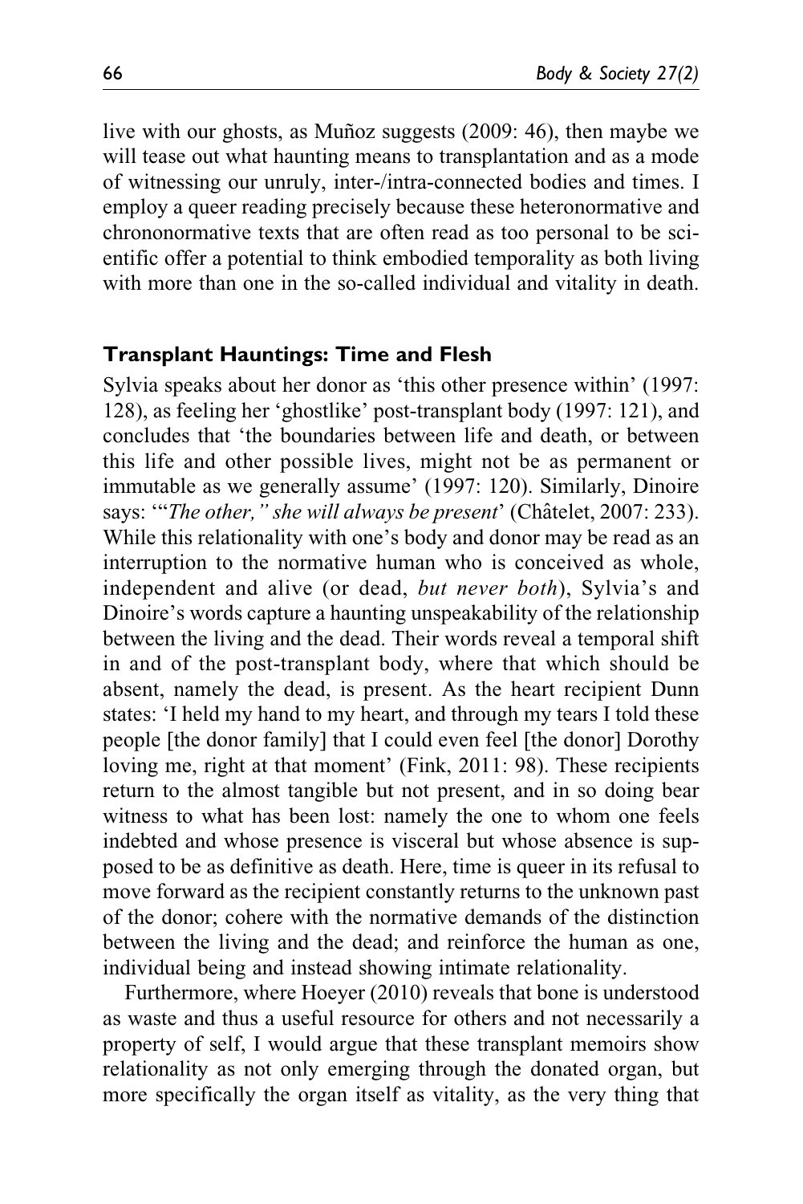live with our ghosts, as Muñoz suggests (2009: 46), then maybe we will tease out what haunting means to transplantation and as a mode of witnessing our unruly, inter-/intra-connected bodies and times. I employ a queer reading precisely because these heteronormative and chrononormative texts that are often read as too personal to be scientific offer a potential to think embodied temporality as both living with more than one in the so-called individual and vitality in death.

## Transplant Hauntings: Time and Flesh

Sylvia speaks about her donor as 'this other presence within' (1997: 128), as feeling her 'ghostlike' post-transplant body (1997: 121), and concludes that 'the boundaries between life and death, or between this life and other possible lives, might not be as permanent or immutable as we generally assume' (1997: 120). Similarly, Dinoire says: '"*The other," she will always be present*' (Châtelet, 2007: 233). While this relationality with one's body and donor may be read as an interruption to the normative human who is conceived as whole, independent and alive (or dead, *but never both*), Sylvia's and Dinoire's words capture a haunting unspeakability of the relationship between the living and the dead. Their words reveal a temporal shift in and of the post-transplant body, where that which should be absent, namely the dead, is present. As the heart recipient Dunn states: 'I held my hand to my heart, and through my tears I told these people [the donor family] that I could even feel [the donor] Dorothy loving me, right at that moment' (Fink, 2011: 98). These recipients return to the almost tangible but not present, and in so doing bear witness to what has been lost: namely the one to whom one feels indebted and whose presence is visceral but whose absence is supposed to be as definitive as death. Here, time is queer in its refusal to move forward as the recipient constantly returns to the unknown past of the donor; cohere with the normative demands of the distinction between the living and the dead; and reinforce the human as one, individual being and instead showing intimate relationality.

Furthermore, where Hoeyer (2010) reveals that bone is understood as waste and thus a useful resource for others and not necessarily a property of self, I would argue that these transplant memoirs show relationality as not only emerging through the donated organ, but more specifically the organ itself as vitality, as the very thing that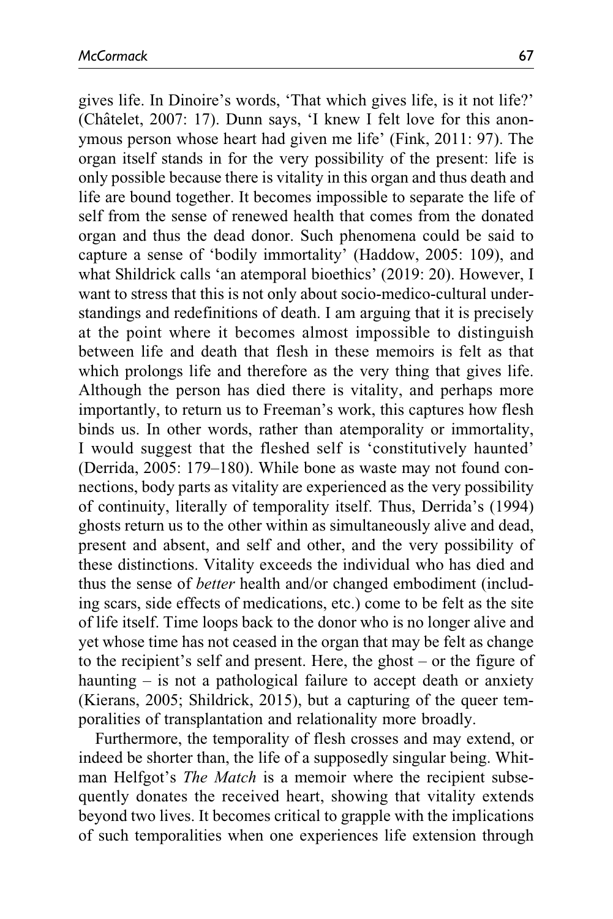gives life. In Dinoire's words, 'That which gives life, is it not life?' (Châtelet, 2007: 17). Dunn says, 'I knew I felt love for this anonymous person whose heart had given me life' (Fink, 2011: 97). The organ itself stands in for the very possibility of the present: life is only possible because there is vitality in this organ and thus death and life are bound together. It becomes impossible to separate the life of self from the sense of renewed health that comes from the donated organ and thus the dead donor. Such phenomena could be said to capture a sense of 'bodily immortality' (Haddow, 2005: 109), and what Shildrick calls 'an atemporal bioethics' (2019: 20). However, I want to stress that this is not only about socio-medico-cultural understandings and redefinitions of death. I am arguing that it is precisely at the point where it becomes almost impossible to distinguish between life and death that flesh in these memoirs is felt as that which prolongs life and therefore as the very thing that gives life. Although the person has died there is vitality, and perhaps more importantly, to return us to Freeman's work, this captures how flesh binds us. In other words, rather than atemporality or immortality, I would suggest that the fleshed self is 'constitutively haunted' (Derrida, 2005: 179–180). While bone as waste may not found connections, body parts as vitality are experienced as the very possibility of continuity, literally of temporality itself. Thus, Derrida's (1994) ghosts return us to the other within as simultaneously alive and dead, present and absent, and self and other, and the very possibility of these distinctions. Vitality exceeds the individual who has died and thus the sense of *better* health and/or changed embodiment (including scars, side effects of medications, etc.) come to be felt as the site of life itself. Time loops back to the donor who is no longer alive and yet whose time has not ceased in the organ that may be felt as change to the recipient's self and present. Here, the ghost – or the figure of haunting – is not a pathological failure to accept death or anxiety (Kierans, 2005; Shildrick, 2015), but a capturing of the queer temporalities of transplantation and relationality more broadly.

Furthermore, the temporality of flesh crosses and may extend, or indeed be shorter than, the life of a supposedly singular being. Whitman Helfgot's *The Match* is a memoir where the recipient subsequently donates the received heart, showing that vitality extends beyond two lives. It becomes critical to grapple with the implications of such temporalities when one experiences life extension through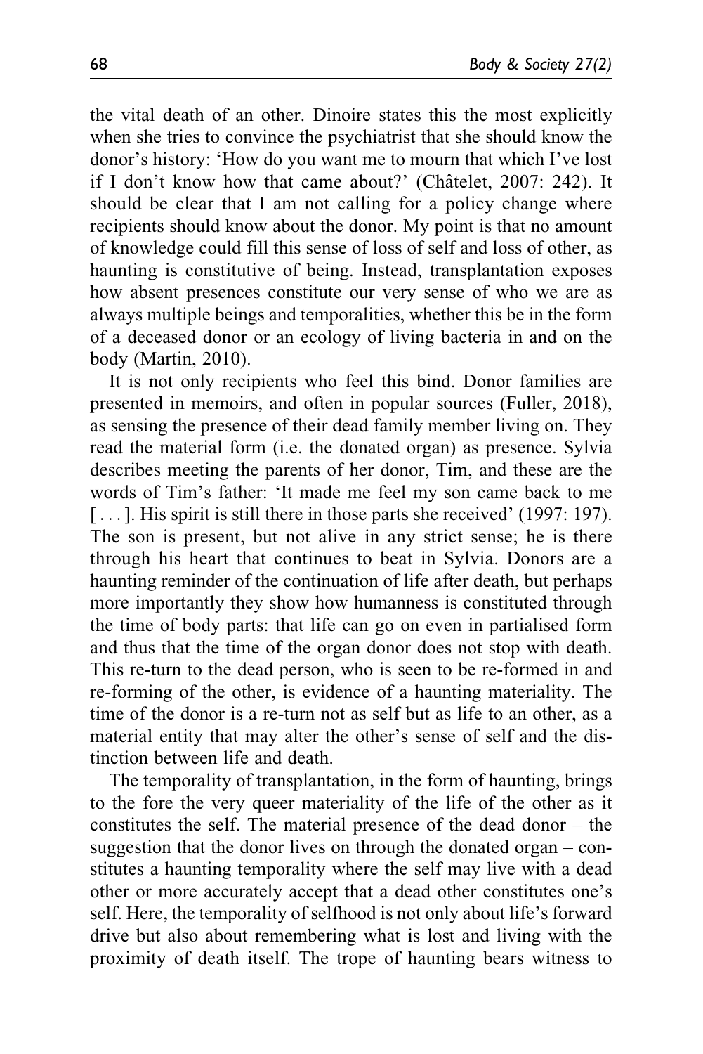the vital death of an other. Dinoire states this the most explicitly when she tries to convince the psychiatrist that she should know the donor's history: 'How do you want me to mourn that which I've lost if I don't know how that came about?' (Châtelet, 2007: 242). It should be clear that I am not calling for a policy change where recipients should know about the donor. My point is that no amount of knowledge could fill this sense of loss of self and loss of other, as haunting is constitutive of being. Instead, transplantation exposes how absent presences constitute our very sense of who we are as always multiple beings and temporalities, whether this be in the form of a deceased donor or an ecology of living bacteria in and on the body (Martin, 2010).

It is not only recipients who feel this bind. Donor families are presented in memoirs, and often in popular sources (Fuller, 2018), as sensing the presence of their dead family member living on. They read the material form (i.e. the donated organ) as presence. Sylvia describes meeting the parents of her donor, Tim, and these are the words of Tim's father: 'It made me feel my son came back to me [ . . . ]. His spirit is still there in those parts she received' (1997: 197). The son is present, but not alive in any strict sense; he is there through his heart that continues to beat in Sylvia. Donors are a haunting reminder of the continuation of life after death, but perhaps more importantly they show how humanness is constituted through the time of body parts: that life can go on even in partialised form and thus that the time of the organ donor does not stop with death. This re-turn to the dead person, who is seen to be re-formed in and re-forming of the other, is evidence of a haunting materiality. The time of the donor is a re-turn not as self but as life to an other, as a material entity that may alter the other's sense of self and the distinction between life and death.

The temporality of transplantation, in the form of haunting, brings to the fore the very queer materiality of the life of the other as it constitutes the self. The material presence of the dead donor – the suggestion that the donor lives on through the donated organ – constitutes a haunting temporality where the self may live with a dead other or more accurately accept that a dead other constitutes one's self. Here, the temporality of selfhood is not only about life's forward drive but also about remembering what is lost and living with the proximity of death itself. The trope of haunting bears witness to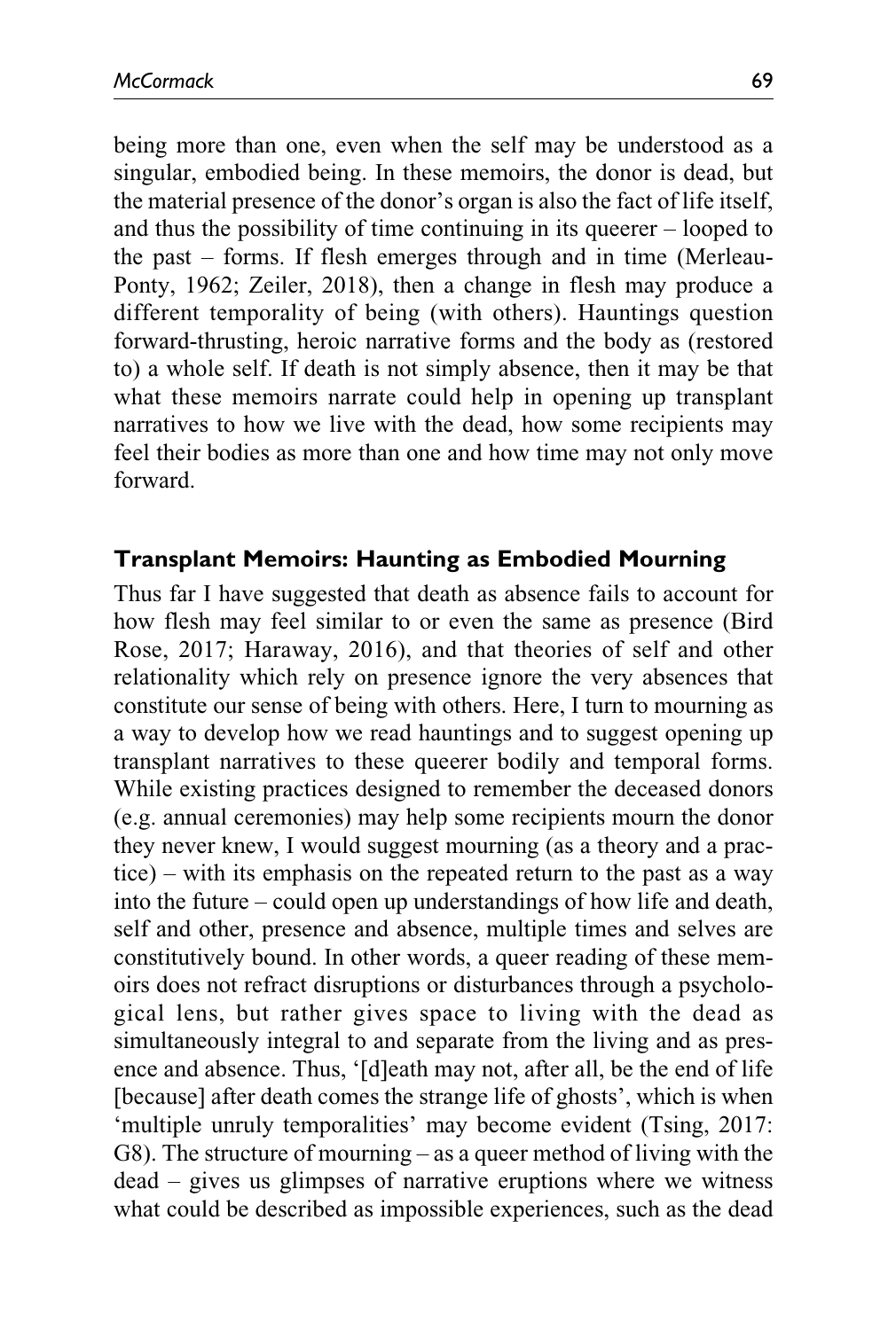being more than one, even when the self may be understood as a singular, embodied being. In these memoirs, the donor is dead, but the material presence of the donor's organ is also the fact of life itself, and thus the possibility of time continuing in its queerer – looped to the past – forms. If flesh emerges through and in time (Merleau-Ponty, 1962; Zeiler, 2018), then a change in flesh may produce a different temporality of being (with others). Hauntings question forward-thrusting, heroic narrative forms and the body as (restored to) a whole self. If death is not simply absence, then it may be that what these memoirs narrate could help in opening up transplant narratives to how we live with the dead, how some recipients may feel their bodies as more than one and how time may not only move forward.

## Transplant Memoirs: Haunting as Embodied Mourning

Thus far I have suggested that death as absence fails to account for how flesh may feel similar to or even the same as presence (Bird Rose, 2017; Haraway, 2016), and that theories of self and other relationality which rely on presence ignore the very absences that constitute our sense of being with others. Here, I turn to mourning as a way to develop how we read hauntings and to suggest opening up transplant narratives to these queerer bodily and temporal forms. While existing practices designed to remember the deceased donors (e.g. annual ceremonies) may help some recipients mourn the donor they never knew, I would suggest mourning (as a theory and a practice) – with its emphasis on the repeated return to the past as a way into the future – could open up understandings of how life and death, self and other, presence and absence, multiple times and selves are constitutively bound. In other words, a queer reading of these memoirs does not refract disruptions or disturbances through a psychological lens, but rather gives space to living with the dead as simultaneously integral to and separate from the living and as presence and absence. Thus, '[d]eath may not, after all, be the end of life [because] after death comes the strange life of ghosts', which is when 'multiple unruly temporalities' may become evident (Tsing, 2017: G8). The structure of mourning – as a queer method of living with the dead – gives us glimpses of narrative eruptions where we witness what could be described as impossible experiences, such as the dead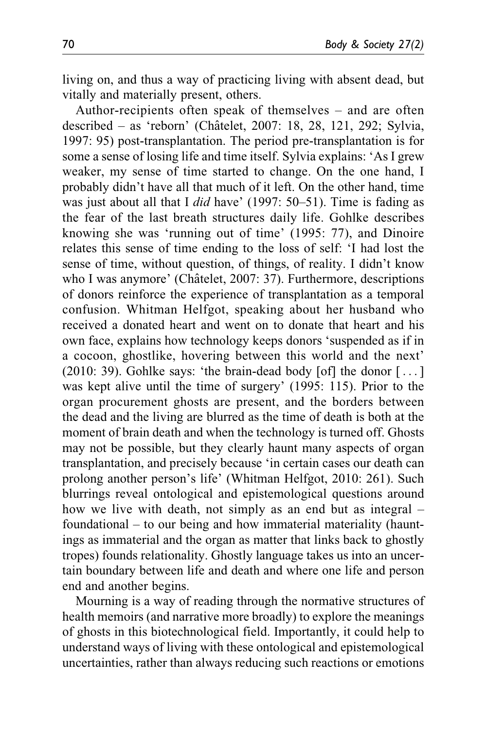living on, and thus a way of practicing living with absent dead, but vitally and materially present, others.

Author-recipients often speak of themselves – and are often described – as 'reborn' (Châtelet, 2007: 18, 28, 121, 292; Sylvia, 1997: 95) post-transplantation. The period pre-transplantation is for some a sense of losing life and time itself. Sylvia explains: 'As I grew weaker, my sense of time started to change. On the one hand, I probably didn't have all that much of it left. On the other hand, time was just about all that I *did* have' (1997: 50–51). Time is fading as the fear of the last breath structures daily life. Gohlke describes knowing she was 'running out of time' (1995: 77), and Dinoire relates this sense of time ending to the loss of self: 'I had lost the sense of time, without question, of things, of reality. I didn't know who I was anymore' (Châtelet, 2007: 37). Furthermore, descriptions of donors reinforce the experience of transplantation as a temporal confusion. Whitman Helfgot, speaking about her husband who received a donated heart and went on to donate that heart and his own face, explains how technology keeps donors 'suspended as if in a cocoon, ghostlike, hovering between this world and the next' (2010: 39). Gohlke says: 'the brain-dead body [of] the donor [ . . . ] was kept alive until the time of surgery' (1995: 115). Prior to the organ procurement ghosts are present, and the borders between the dead and the living are blurred as the time of death is both at the moment of brain death and when the technology is turned off. Ghosts may not be possible, but they clearly haunt many aspects of organ transplantation, and precisely because 'in certain cases our death can prolong another person's life' (Whitman Helfgot, 2010: 261). Such blurrings reveal ontological and epistemological questions around how we live with death, not simply as an end but as integral – foundational – to our being and how immaterial materiality (hauntings as immaterial and the organ as matter that links back to ghostly tropes) founds relationality. Ghostly language takes us into an uncertain boundary between life and death and where one life and person end and another begins.

Mourning is a way of reading through the normative structures of health memoirs (and narrative more broadly) to explore the meanings of ghosts in this biotechnological field. Importantly, it could help to understand ways of living with these ontological and epistemological uncertainties, rather than always reducing such reactions or emotions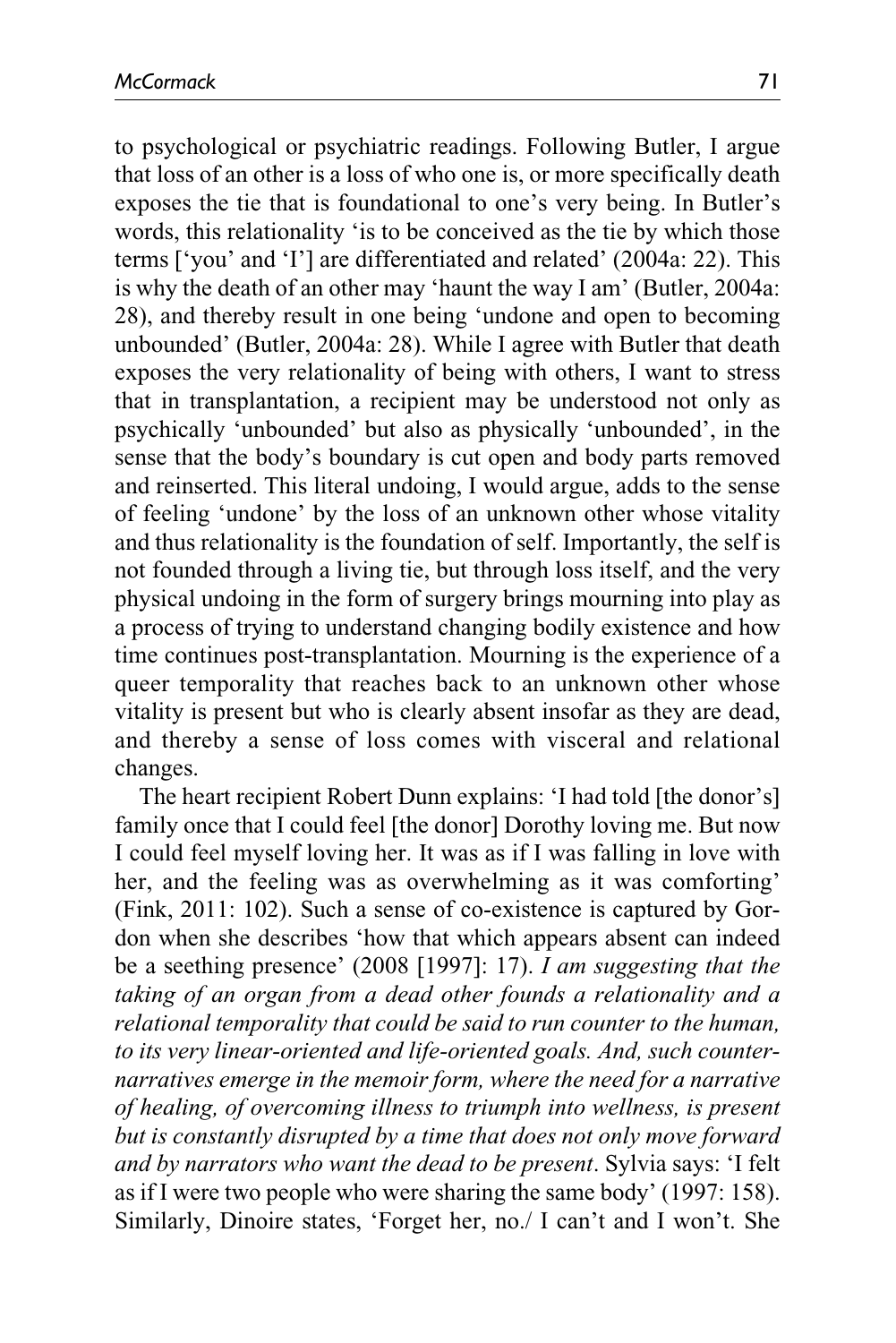to psychological or psychiatric readings. Following Butler, I argue that loss of an other is a loss of who one is, or more specifically death exposes the tie that is foundational to one's very being. In Butler's words, this relationality 'is to be conceived as the tie by which those terms ['you' and 'I'] are differentiated and related' (2004a: 22). This is why the death of an other may 'haunt the way I am' (Butler, 2004a: 28), and thereby result in one being 'undone and open to becoming unbounded' (Butler, 2004a: 28). While I agree with Butler that death exposes the very relationality of being with others, I want to stress that in transplantation, a recipient may be understood not only as psychically 'unbounded' but also as physically 'unbounded', in the sense that the body's boundary is cut open and body parts removed and reinserted. This literal undoing, I would argue, adds to the sense of feeling 'undone' by the loss of an unknown other whose vitality and thus relationality is the foundation of self. Importantly, the self is not founded through a living tie, but through loss itself, and the very physical undoing in the form of surgery brings mourning into play as a process of trying to understand changing bodily existence and how time continues post-transplantation. Mourning is the experience of a queer temporality that reaches back to an unknown other whose vitality is present but who is clearly absent insofar as they are dead, and thereby a sense of loss comes with visceral and relational changes.

The heart recipient Robert Dunn explains: 'I had told [the donor's] family once that I could feel [the donor] Dorothy loving me. But now I could feel myself loving her. It was as if I was falling in love with her, and the feeling was as overwhelming as it was comforting' (Fink, 2011: 102). Such a sense of co-existence is captured by Gordon when she describes 'how that which appears absent can indeed be a seething presence' (2008 [1997]: 17). *I am suggesting that the taking of an organ from a dead other founds a relationality and a relational temporality that could be said to run counter to the human, to its very linear-oriented and life-oriented goals. And, such counter-narratives emerge in the memoir form, where the need for a narrative of healing, of overcoming illness to triumph into wellness, is present but is constantly disrupted by a time that does not only move forward and by narrators who want the dead to be present*. Sylvia says: 'I felt as if I were two people who were sharing the same body' (1997: 158). Similarly, Dinoire states, 'Forget her, no./ I can't and I won't. She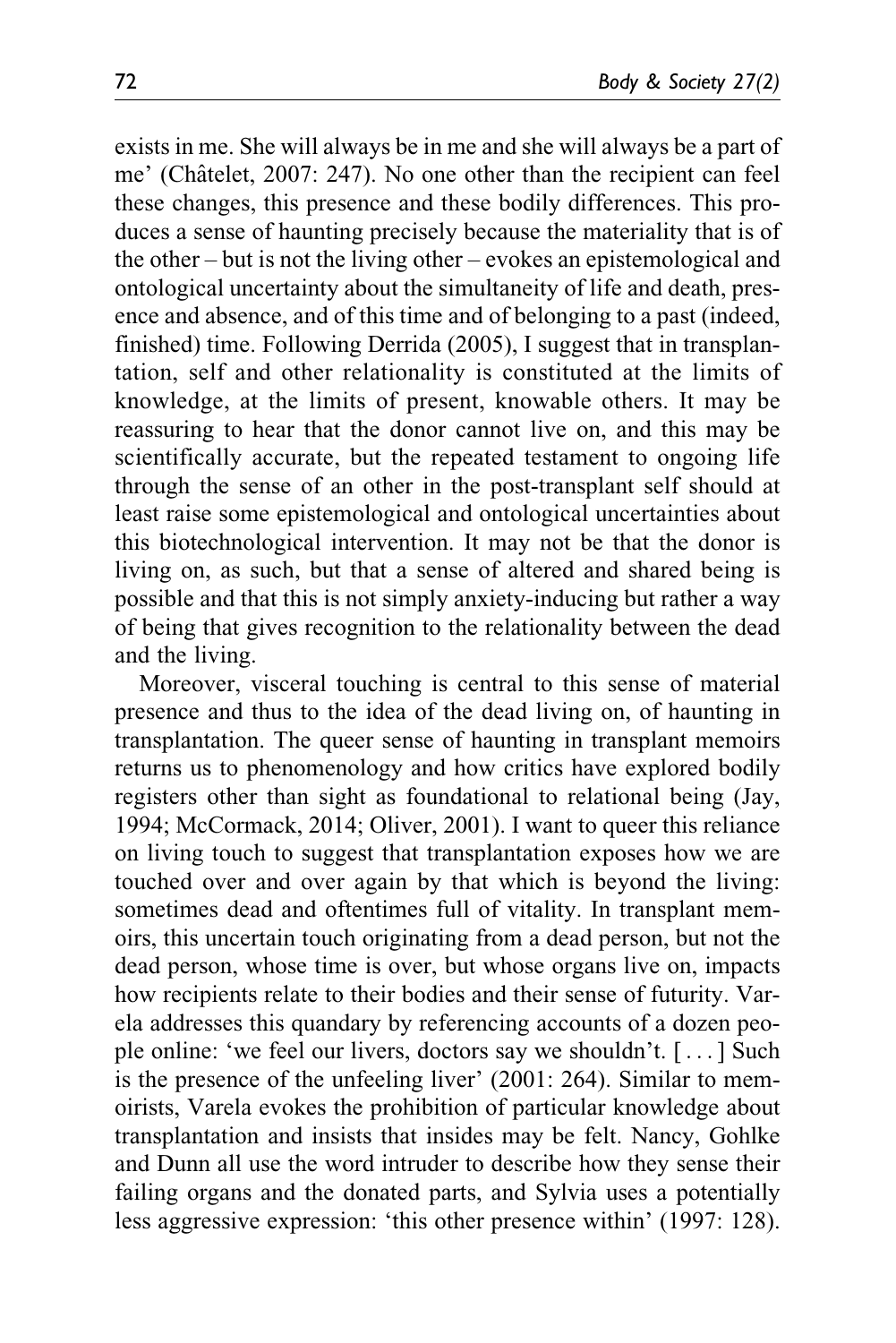exists in me. She will always be in me and she will always be a part of me' (Châtelet, 2007: 247). No one other than the recipient can feel these changes, this presence and these bodily differences. This produces a sense of haunting precisely because the materiality that is of the other – but is not the living other – evokes an epistemological and ontological uncertainty about the simultaneity of life and death, presence and absence, and of this time and of belonging to a past (indeed, finished) time. Following Derrida (2005), I suggest that in transplantation, self and other relationality is constituted at the limits of knowledge, at the limits of present, knowable others. It may be reassuring to hear that the donor cannot live on, and this may be scientifically accurate, but the repeated testament to ongoing life through the sense of an other in the post-transplant self should at least raise some epistemological and ontological uncertainties about this biotechnological intervention. It may not be that the donor is living on, as such, but that a sense of altered and shared being is possible and that this is not simply anxiety-inducing but rather a way of being that gives recognition to the relationality between the dead and the living.

Moreover, visceral touching is central to this sense of material presence and thus to the idea of the dead living on, of haunting in transplantation. The queer sense of haunting in transplant memoirs returns us to phenomenology and how critics have explored bodily registers other than sight as foundational to relational being (Jay, 1994; McCormack, 2014; Oliver, 2001). I want to queer this reliance on living touch to suggest that transplantation exposes how we are touched over and over again by that which is beyond the living: sometimes dead and oftentimes full of vitality. In transplant memoirs, this uncertain touch originating from a dead person, but not the dead person, whose time is over, but whose organs live on, impacts how recipients relate to their bodies and their sense of futurity. Varela addresses this quandary by referencing accounts of a dozen people online: 'we feel our livers, doctors say we shouldn't. [ . . . ] Such is the presence of the unfeeling liver' (2001: 264). Similar to memoirists, Varela evokes the prohibition of particular knowledge about transplantation and insists that insides may be felt. Nancy, Gohlke and Dunn all use the word intruder to describe how they sense their failing organs and the donated parts, and Sylvia uses a potentially less aggressive expression: 'this other presence within' (1997: 128).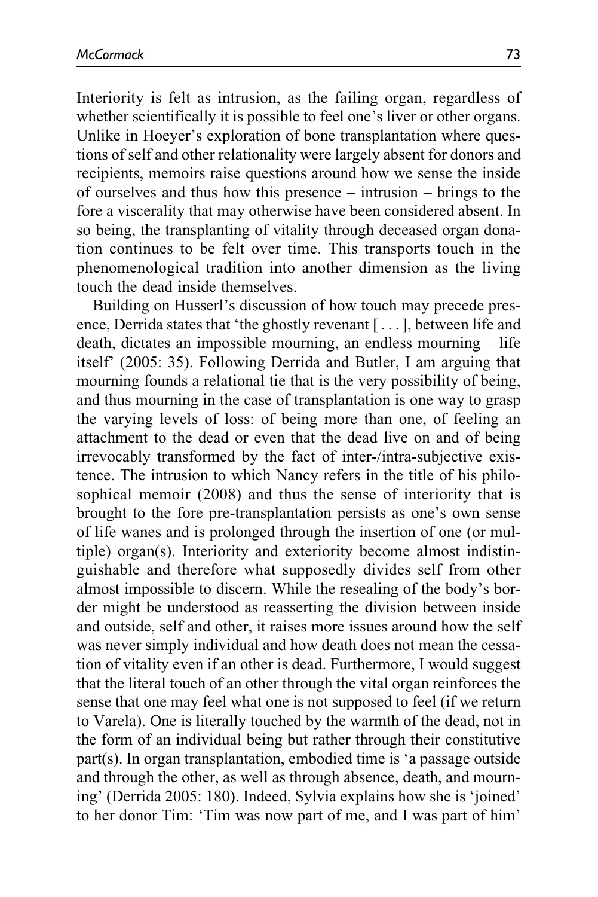Interiority is felt as intrusion, as the failing organ, regardless of whether scientifically it is possible to feel one's liver or other organs. Unlike in Hoeyer's exploration of bone transplantation where questions of self and other relationality were largely absent for donors and recipients, memoirs raise questions around how we sense the inside of ourselves and thus how this presence – intrusion – brings to the fore a viscerality that may otherwise have been considered absent. In so being, the transplanting of vitality through deceased organ donation continues to be felt over time. This transports touch in the phenomenological tradition into another dimension as the living touch the dead inside themselves.

Building on Husserl's discussion of how touch may precede presence, Derrida states that 'the ghostly revenant [ . . . ], between life and death, dictates an impossible mourning, an endless mourning – life itself' (2005: 35). Following Derrida and Butler, I am arguing that mourning founds a relational tie that is the very possibility of being, and thus mourning in the case of transplantation is one way to grasp the varying levels of loss: of being more than one, of feeling an attachment to the dead or even that the dead live on and of being irrevocably transformed by the fact of inter-/intra-subjective existence. The intrusion to which Nancy refers in the title of his philosophical memoir (2008) and thus the sense of interiority that is brought to the fore pre-transplantation persists as one's own sense of life wanes and is prolonged through the insertion of one (or multiple) organ(s). Interiority and exteriority become almost indistinguishable and therefore what supposedly divides self from other almost impossible to discern. While the resealing of the body's border might be understood as reasserting the division between inside and outside, self and other, it raises more issues around how the self was never simply individual and how death does not mean the cessation of vitality even if an other is dead. Furthermore, I would suggest that the literal touch of an other through the vital organ reinforces the sense that one may feel what one is not supposed to feel (if we return to Varela). One is literally touched by the warmth of the dead, not in the form of an individual being but rather through their constitutive part(s). In organ transplantation, embodied time is 'a passage outside and through the other, as well as through absence, death, and mourning' (Derrida 2005: 180). Indeed, Sylvia explains how she is 'joined' to her donor Tim: 'Tim was now part of me, and I was part of him'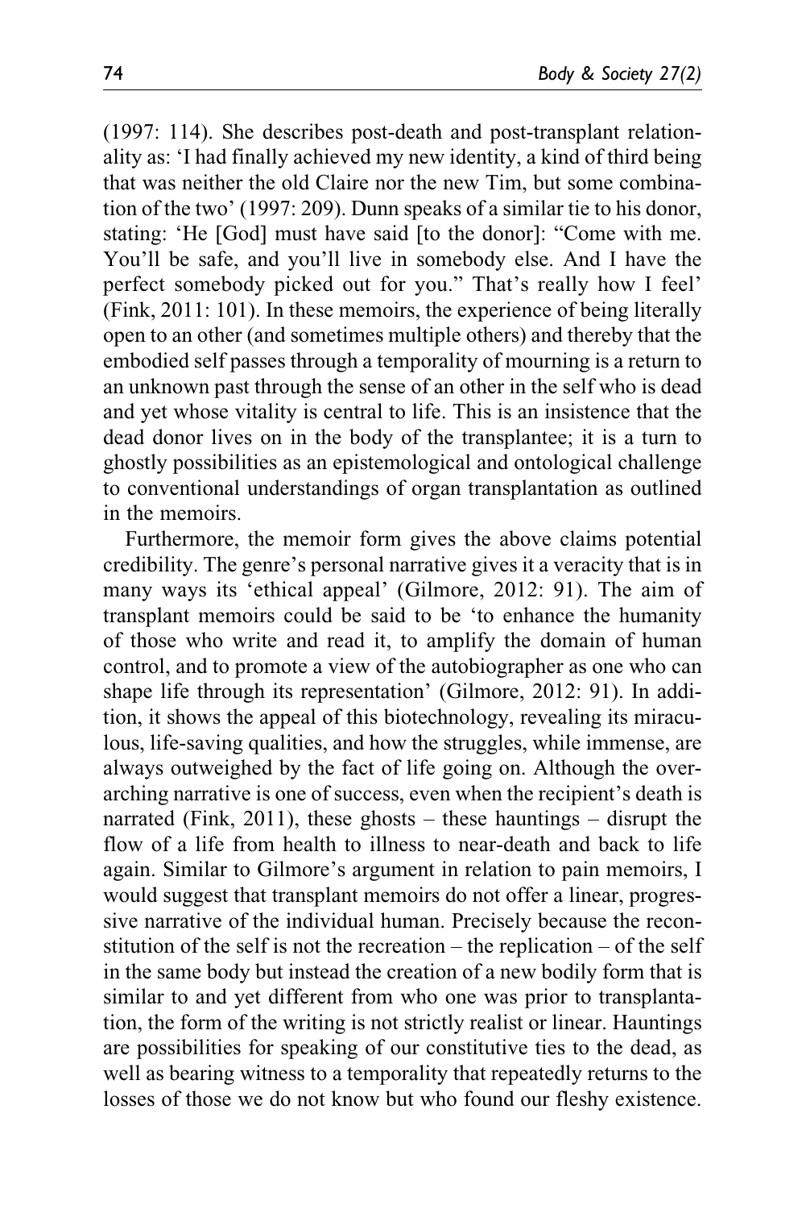(1997: 114). She describes post-death and post-transplant relationality as: 'I had finally achieved my new identity, a kind of third being that was neither the old Claire nor the new Tim, but some combination of the two' (1997: 209). Dunn speaks of a similar tie to his donor, stating: 'He [God] must have said [to the donor]: "Come with me. You'll be safe, and you'll live in somebody else. And I have the perfect somebody picked out for you." That's really how I feel' (Fink, 2011: 101). In these memoirs, the experience of being literally open to an other (and sometimes multiple others) and thereby that the embodied self passes through a temporality of mourning is a return to an unknown past through the sense of an other in the self who is dead and yet whose vitality is central to life. This is an insistence that the dead donor lives on in the body of the transplantee; it is a turn to ghostly possibilities as an epistemological and ontological challenge to conventional understandings of organ transplantation as outlined in the memoirs.

Furthermore, the memoir form gives the above claims potential credibility. The genre's personal narrative gives it a veracity that is in many ways its 'ethical appeal' (Gilmore, 2012: 91). The aim of transplant memoirs could be said to be 'to enhance the humanity of those who write and read it, to amplify the domain of human control, and to promote a view of the autobiographer as one who can shape life through its representation' (Gilmore, 2012: 91). In addition, it shows the appeal of this biotechnology, revealing its miraculous, life-saving qualities, and how the struggles, while immense, are always outweighed by the fact of life going on. Although the overarching narrative is one of success, even when the recipient's death is narrated (Fink, 2011), these ghosts – these hauntings – disrupt the flow of a life from health to illness to near-death and back to life again. Similar to Gilmore's argument in relation to pain memoirs, I would suggest that transplant memoirs do not offer a linear, progressive narrative of the individual human. Precisely because the reconstitution of the self is not the recreation – the replication – of the self in the same body but instead the creation of a new bodily form that is similar to and yet different from who one was prior to transplantation, the form of the writing is not strictly realist or linear. Hauntings are possibilities for speaking of our constitutive ties to the dead, as well as bearing witness to a temporality that repeatedly returns to the losses of those we do not know but who found our fleshy existence.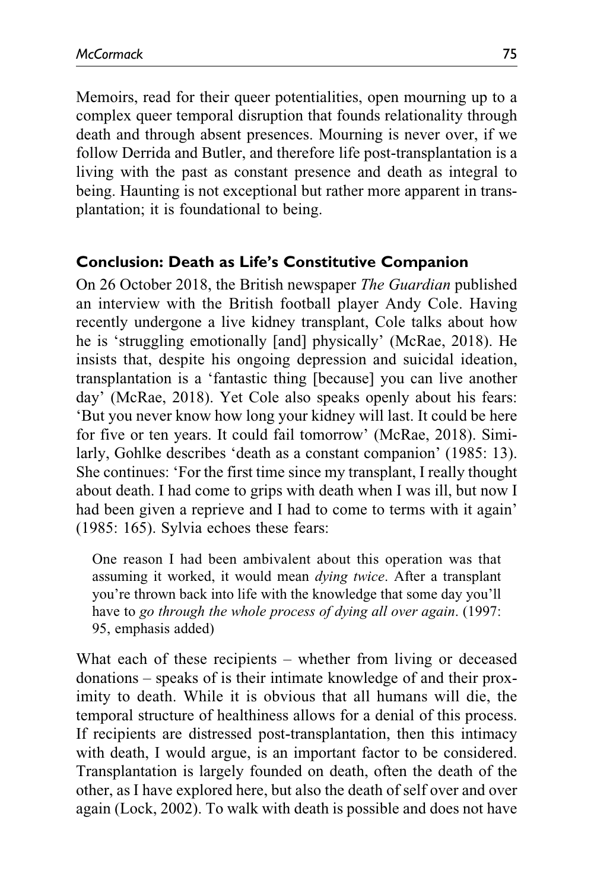Memoirs, read for their queer potentialities, open mourning up to a complex queer temporal disruption that founds relationality through death and through absent presences. Mourning is never over, if we follow Derrida and Butler, and therefore life post-transplantation is a living with the past as constant presence and death as integral to being. Haunting is not exceptional but rather more apparent in transplantation; it is foundational to being.

## Conclusion: Death as Life's Constitutive Companion

On 26 October 2018, the British newspaper *The Guardian* published an interview with the British football player Andy Cole. Having recently undergone a live kidney transplant, Cole talks about how he is 'struggling emotionally [and] physically' (McRae, 2018). He insists that, despite his ongoing depression and suicidal ideation, transplantation is a 'fantastic thing [because] you can live another day' (McRae, 2018). Yet Cole also speaks openly about his fears: 'But you never know how long your kidney will last. It could be here for five or ten years. It could fail tomorrow' (McRae, 2018). Similarly, Gohlke describes 'death as a constant companion' (1985: 13). She continues: 'For the first time since my transplant, I really thought about death. I had come to grips with death when I was ill, but now I had been given a reprieve and I had to come to terms with it again' (1985: 165). Sylvia echoes these fears:

> One reason I had been ambivalent about this operation was that assuming it worked, it would mean *dying twice*. After a transplant you're thrown back into life with the knowledge that some day you'll have to *go through the whole process of dying all over again*. (1997: 95, emphasis added)

What each of these recipients – whether from living or deceased donations – speaks of is their intimate knowledge of and their proximity to death. While it is obvious that all humans will die, the temporal structure of healthiness allows for a denial of this process. If recipients are distressed post-transplantation, then this intimacy with death, I would argue, is an important factor to be considered. Transplantation is largely founded on death, often the death of the other, as I have explored here, but also the death of self over and over again (Lock, 2002). To walk with death is possible and does not have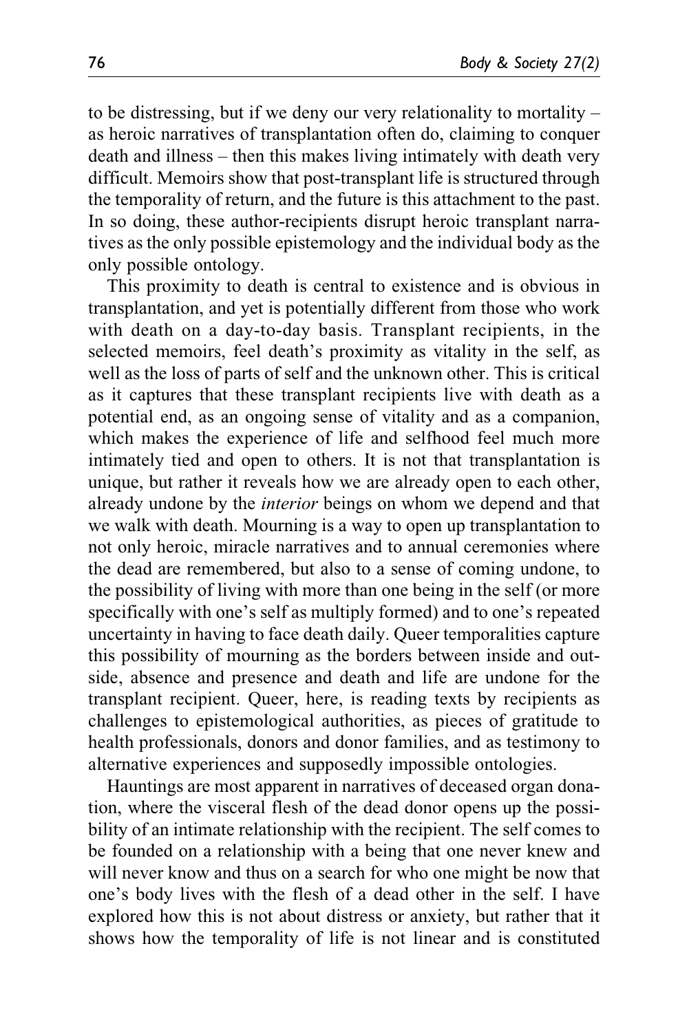to be distressing, but if we deny our very relationality to mortality – as heroic narratives of transplantation often do, claiming to conquer death and illness – then this makes living intimately with death very difficult. Memoirs show that post-transplant life is structured through the temporality of return, and the future is this attachment to the past. In so doing, these author-recipients disrupt heroic transplant narratives as the only possible epistemology and the individual body as the only possible ontology.

This proximity to death is central to existence and is obvious in transplantation, and yet is potentially different from those who work with death on a day-to-day basis. Transplant recipients, in the selected memoirs, feel death's proximity as vitality in the self, as well as the loss of parts of self and the unknown other. This is critical as it captures that these transplant recipients live with death as a potential end, as an ongoing sense of vitality and as a companion, which makes the experience of life and selfhood feel much more intimately tied and open to others. It is not that transplantation is unique, but rather it reveals how we are already open to each other, already undone by the *interior* beings on whom we depend and that we walk with death. Mourning is a way to open up transplantation to not only heroic, miracle narratives and to annual ceremonies where the dead are remembered, but also to a sense of coming undone, to the possibility of living with more than one being in the self (or more specifically with one's self as multiply formed) and to one's repeated uncertainty in having to face death daily. Queer temporalities capture this possibility of mourning as the borders between inside and outside, absence and presence and death and life are undone for the transplant recipient. Queer, here, is reading texts by recipients as challenges to epistemological authorities, as pieces of gratitude to health professionals, donors and donor families, and as testimony to alternative experiences and supposedly impossible ontologies.

Hauntings are most apparent in narratives of deceased organ donation, where the visceral flesh of the dead donor opens up the possibility of an intimate relationship with the recipient. The self comes to be founded on a relationship with a being that one never knew and will never know and thus on a search for who one might be now that one's body lives with the flesh of a dead other in the self. I have explored how this is not about distress or anxiety, but rather that it shows how the temporality of life is not linear and is constituted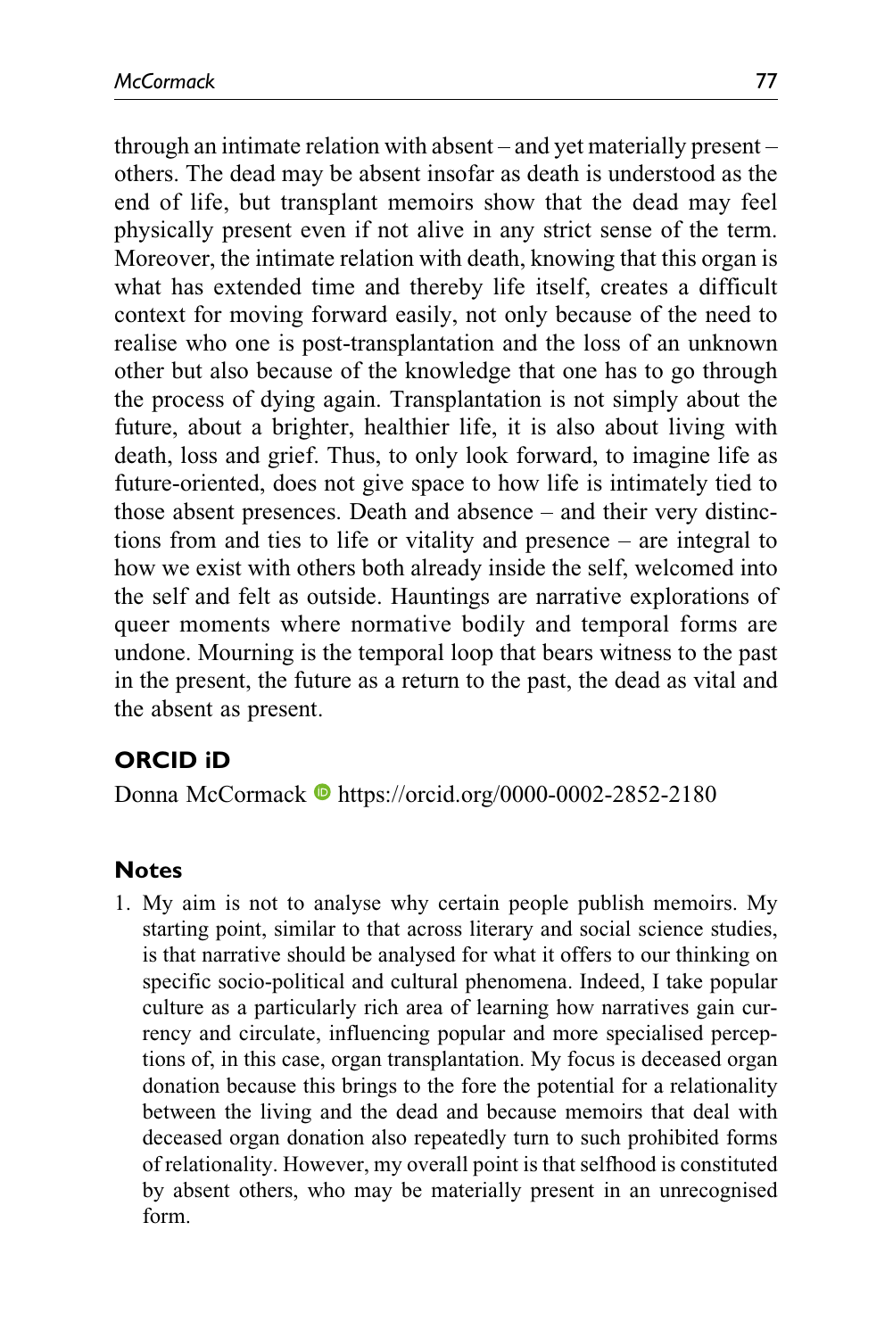through an intimate relation with absent – and yet materially present – others. The dead may be absent insofar as death is understood as the end of life, but transplant memoirs show that the dead may feel physically present even if not alive in any strict sense of the term. Moreover, the intimate relation with death, knowing that this organ is what has extended time and thereby life itself, creates a difficult context for moving forward easily, not only because of the need to realise who one is post-transplantation and the loss of an unknown other but also because of the knowledge that one has to go through the process of dying again. Transplantation is not simply about the future, about a brighter, healthier life, it is also about living with death, loss and grief. Thus, to only look forward, to imagine life as future-oriented, does not give space to how life is intimately tied to those absent presences. Death and absence – and their very distinctions from and ties to life or vitality and presence – are integral to how we exist with others both already inside the self, welcomed into the self and felt as outside. Hauntings are narrative explorations of queer moments where normative bodily and temporal forms are undone. Mourning is the temporal loop that bears witness to the past in the present, the future as a return to the past, the dead as vital and the absent as present.

## ORCID iD

Donna McCormack https://orcid.org/0000-0002-2852-2180

## Notes

1. My aim is not to analyse why certain people publish memoirs. My starting point, similar to that across literary and social science studies, is that narrative should be analysed for what it offers to our thinking on specific socio-political and cultural phenomena. Indeed, I take popular culture as a particularly rich area of learning how narratives gain currency and circulate, influencing popular and more specialised perceptions of, in this case, organ transplantation. My focus is deceased organ donation because this brings to the fore the potential for a relationality between the living and the dead and because memoirs that deal with deceased organ donation also repeatedly turn to such prohibited forms of relationality. However, my overall point is that selfhood is constituted by absent others, who may be materially present in an unrecognised form.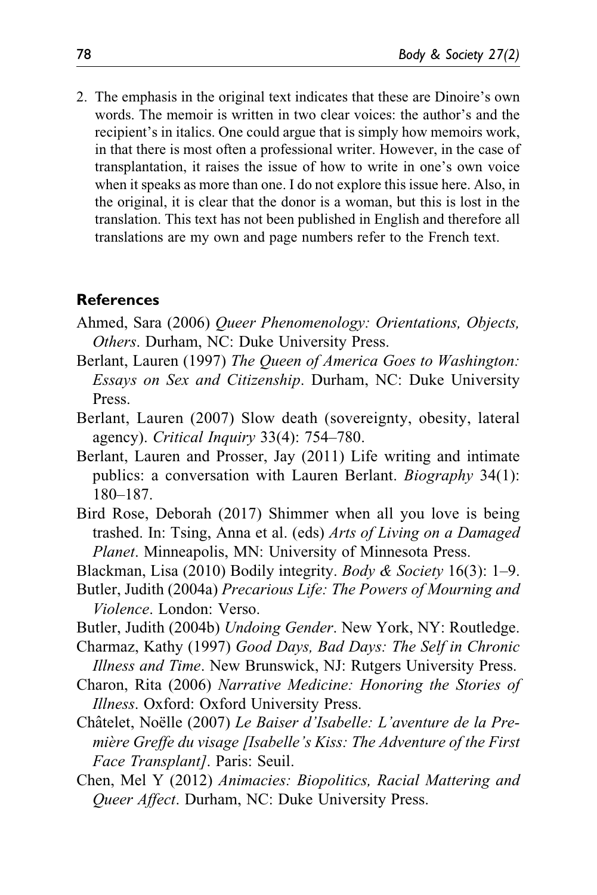2. The emphasis in the original text indicates that these are Dinoire's own words. The memoir is written in two clear voices: the author's and the recipient's in italics. One could argue that is simply how memoirs work, in that there is most often a professional writer. However, in the case of transplantation, it raises the issue of how to write in one's own voice when it speaks as more than one. I do not explore this issue here. Also, in the original, it is clear that the donor is a woman, but this is lost in the translation. This text has not been published in English and therefore all translations are my own and page numbers refer to the French text.

## References

Ahmed, Sara (2006) *Queer Phenomenology: Orientations, Objects, Others*. Durham, NC: Duke University Press.

Berlant, Lauren (1997) *The Queen of America Goes to Washington: Essays on Sex and Citizenship*. Durham, NC: Duke University Press.

Berlant, Lauren (2007) Slow death (sovereignty, obesity, lateral agency). *Critical Inquiry* 33(4): 754–780.

Berlant, Lauren and Prosser, Jay (2011) Life writing and intimate publics: a conversation with Lauren Berlant. *Biography* 34(1): 180–187.

Bird Rose, Deborah (2017) Shimmer when all you love is being trashed. In: Tsing, Anna et al. (eds) *Arts of Living on a Damaged Planet*. Minneapolis, MN: University of Minnesota Press.

Blackman, Lisa (2010) Bodily integrity. *Body & Society* 16(3): 1–9.

Butler, Judith (2004a) *Precarious Life: The Powers of Mourning and Violence*. London: Verso.

Butler, Judith (2004b) *Undoing Gender*. New York, NY: Routledge.

Charmaz, Kathy (1997) *Good Days, Bad Days: The Self in Chronic Illness and Time*. New Brunswick, NJ: Rutgers University Press.

Charon, Rita (2006) *Narrative Medicine: Honoring the Stories of Illness*. Oxford: Oxford University Press.

Châtelet, Noëlle (2007) *Le Baiser d'Isabelle: L'aventure de la Première Greffe du visage [Isabelle's Kiss: The Adventure of the First Face Transplant]*. Paris: Seuil.

Chen, Mel Y (2012) *Animacies: Biopolitics, Racial Mattering and Queer Affect*. Durham, NC: Duke University Press.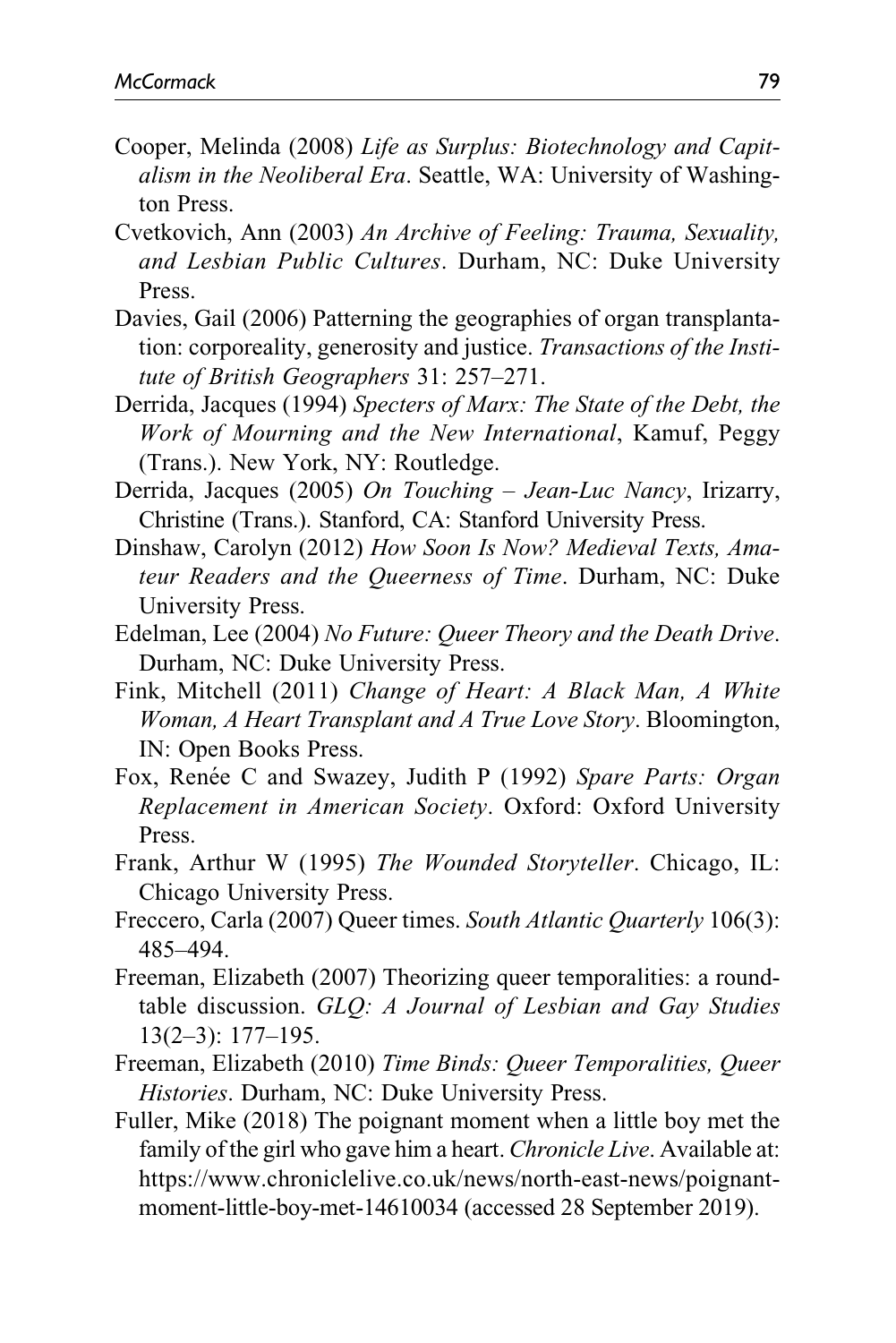Cooper, Melinda (2008) *Life as Surplus: Biotechnology and Capitalism in the Neoliberal Era*. Seattle, WA: University of Washington Press.

Cvetkovich, Ann (2003) *An Archive of Feeling: Trauma, Sexuality, and Lesbian Public Cultures*. Durham, NC: Duke University Press.

Davies, Gail (2006) Patterning the geographies of organ transplantation: corporeality, generosity and justice. *Transactions of the Institute of British Geographers* 31: 257–271.

Derrida, Jacques (1994) *Specters of Marx: The State of the Debt, the Work of Mourning and the New International*, Kamuf, Peggy (Trans.). New York, NY: Routledge.

Derrida, Jacques (2005) *On Touching – Jean-Luc Nancy*, Irizarry, Christine (Trans.). Stanford, CA: Stanford University Press.

Dinshaw, Carolyn (2012) *How Soon Is Now? Medieval Texts, Amateur Readers and the Queerness of Time*. Durham, NC: Duke University Press.

Edelman, Lee (2004) *No Future: Queer Theory and the Death Drive*. Durham, NC: Duke University Press.

Fink, Mitchell (2011) *Change of Heart: A Black Man, A White Woman, A Heart Transplant and A True Love Story*. Bloomington, IN: Open Books Press.

Fox, Renée C and Swazey, Judith P (1992) *Spare Parts: Organ Replacement in American Society*. Oxford: Oxford University Press.

Frank, Arthur W (1995) *The Wounded Storyteller*. Chicago, IL: Chicago University Press.

Freccero, Carla (2007) Queer times. *South Atlantic Quarterly* 106(3): 485–494.

Freeman, Elizabeth (2007) Theorizing queer temporalities: a roundtable discussion. *GLQ: A Journal of Lesbian and Gay Studies* 13(2–3): 177–195.

Freeman, Elizabeth (2010) *Time Binds: Queer Temporalities, Queer Histories*. Durham, NC: Duke University Press.

Fuller, Mike (2018) The poignant moment when a little boy met the family of the girl who gave him a heart. *Chronicle Live*. Available at: https://www.chroniclelive.co.uk/news/north-east-news/poignant-moment-little-boy-met-14610034 (accessed 28 September 2019).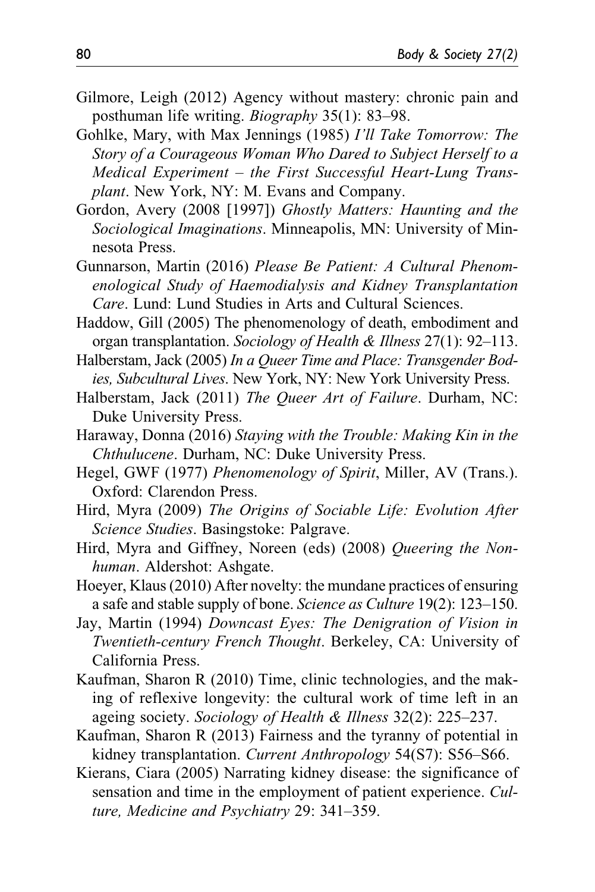Gilmore, Leigh (2012) Agency without mastery: chronic pain and posthuman life writing. *Biography* 35(1): 83–98.

Gohlke, Mary, with Max Jennings (1985) *I'll Take Tomorrow: The Story of a Courageous Woman Who Dared to Subject Herself to a Medical Experiment – the First Successful Heart-Lung Transplant*. New York, NY: M. Evans and Company.

Gordon, Avery (2008 [1997]) *Ghostly Matters: Haunting and the Sociological Imaginations*. Minneapolis, MN: University of Minnesota Press.

Gunnarson, Martin (2016) *Please Be Patient: A Cultural Phenomenological Study of Haemodialysis and Kidney Transplantation Care*. Lund: Lund Studies in Arts and Cultural Sciences.

Haddow, Gill (2005) The phenomenology of death, embodiment and organ transplantation. *Sociology of Health & Illness* 27(1): 92–113.

Halberstam, Jack (2005) *In a Queer Time and Place: Transgender Bodies, Subcultural Lives*. New York, NY: New York University Press.

Halberstam, Jack (2011) *The Queer Art of Failure*. Durham, NC: Duke University Press.

Haraway, Donna (2016) *Staying with the Trouble: Making Kin in the Chthulucene*. Durham, NC: Duke University Press.

Hegel, GWF (1977) *Phenomenology of Spirit*, Miller, AV (Trans.). Oxford: Clarendon Press.

Hird, Myra (2009) *The Origins of Sociable Life: Evolution After Science Studies*. Basingstoke: Palgrave.

Hird, Myra and Giffney, Noreen (eds) (2008) *Queering the Nonhuman*. Aldershot: Ashgate.

Hoeyer, Klaus (2010) After novelty: the mundane practices of ensuring a safe and stable supply of bone. *Science as Culture* 19(2): 123–150.

Jay, Martin (1994) *Downcast Eyes: The Denigration of Vision in Twentieth-century French Thought*. Berkeley, CA: University of California Press.

Kaufman, Sharon R (2010) Time, clinic technologies, and the making of reflexive longevity: the cultural work of time left in an ageing society. *Sociology of Health & Illness* 32(2): 225–237.

Kaufman, Sharon R (2013) Fairness and the tyranny of potential in kidney transplantation. *Current Anthropology* 54(S7): S56–S66.

Kierans, Ciara (2005) Narrating kidney disease: the significance of sensation and time in the employment of patient experience. *Culture, Medicine and Psychiatry* 29: 341–359.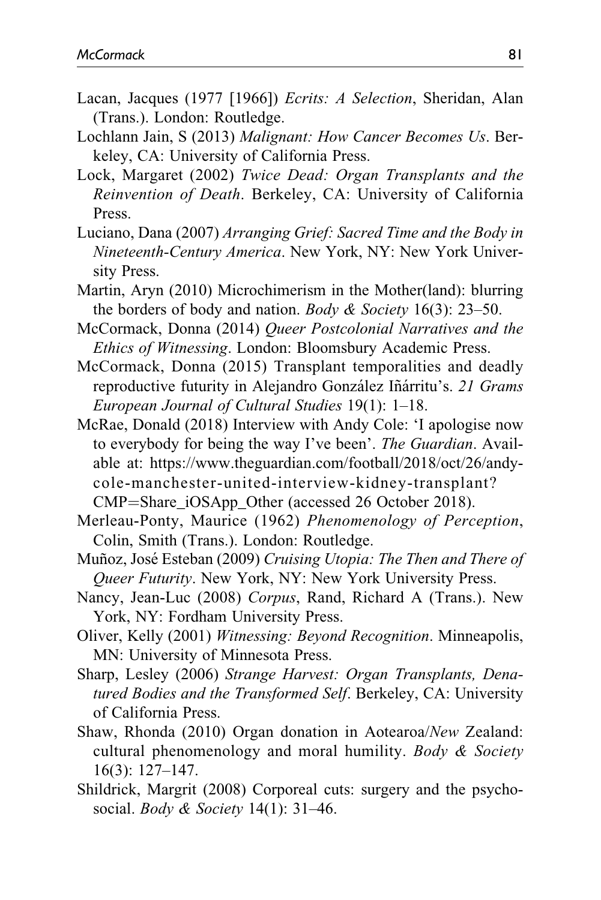Lacan, Jacques (1977 [1966]) *Ecrits: A Selection*, Sheridan, Alan (Trans.). London: Routledge.

Lochlann Jain, S (2013) *Malignant: How Cancer Becomes Us*. Berkeley, CA: University of California Press.

Lock, Margaret (2002) *Twice Dead: Organ Transplants and the Reinvention of Death*. Berkeley, CA: University of California Press.

Luciano, Dana (2007) *Arranging Grief: Sacred Time and the Body in Nineteenth-Century America*. New York, NY: New York University Press.

Martin, Aryn (2010) Microchimerism in the Mother(land): blurring the borders of body and nation. *Body & Society* 16(3): 23–50.

McCormack, Donna (2014) *Queer Postcolonial Narratives and the Ethics of Witnessing*. London: Bloomsbury Academic Press.

McCormack, Donna (2015) Transplant temporalities and deadly reproductive futurity in Alejandro González Iñárritu's. *21 Grams European Journal of Cultural Studies* 19(1): 1–18.

McRae, Donald (2018) Interview with Andy Cole: 'I apologise now to everybody for being the way I've been'. *The Guardian*. Available at: https://www.theguardian.com/football/2018/oct/26/andy-cole-manchester-united-interview-kidney-transplant?CMP=Share_iOSApp_Other (accessed 26 October 2018).

Merleau-Ponty, Maurice (1962) *Phenomenology of Perception*, Colin, Smith (Trans.). London: Routledge.

Muñoz, José Esteban (2009) *Cruising Utopia: The Then and There of Queer Futurity*. New York, NY: New York University Press.

Nancy, Jean-Luc (2008) *Corpus*, Rand, Richard A (Trans.). New York, NY: Fordham University Press.

Oliver, Kelly (2001) *Witnessing: Beyond Recognition*. Minneapolis, MN: University of Minnesota Press.

Sharp, Lesley (2006) *Strange Harvest: Organ Transplants, Denatured Bodies and the Transformed Self*. Berkeley, CA: University of California Press.

Shaw, Rhonda (2010) Organ donation in Aotearoa/*New* Zealand: cultural phenomenology and moral humility. *Body & Society* 16(3): 127–147.

Shildrick, Margrit (2008) Corporeal cuts: surgery and the psychosocial. *Body & Society* 14(1): 31–46.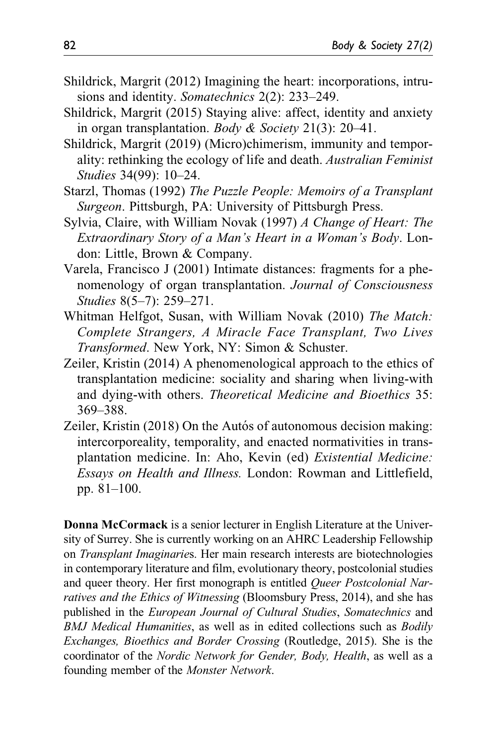Shildrick, Margrit (2012) Imagining the heart: incorporations, intrusions and identity. *Somatechnics* 2(2): 233–249.

Shildrick, Margrit (2015) Staying alive: affect, identity and anxiety in organ transplantation. *Body & Society* 21(3): 20–41.

Shildrick, Margrit (2019) (Micro)chimerism, immunity and temporality: rethinking the ecology of life and death. *Australian Feminist Studies* 34(99): 10–24.

Starzl, Thomas (1992) *The Puzzle People: Memoirs of a Transplant Surgeon*. Pittsburgh, PA: University of Pittsburgh Press.

Sylvia, Claire, with William Novak (1997) *A Change of Heart: The Extraordinary Story of a Man's Heart in a Woman's Body*. London: Little, Brown & Company.

Varela, Francisco J (2001) Intimate distances: fragments for a phenomenology of organ transplantation. *Journal of Consciousness Studies* 8(5–7): 259–271.

Whitman Helfgot, Susan, with William Novak (2010) *The Match: Complete Strangers, A Miracle Face Transplant, Two Lives Transformed*. New York, NY: Simon & Schuster.

Zeiler, Kristin (2014) A phenomenological approach to the ethics of transplantation medicine: sociality and sharing when living-with and dying-with others. *Theoretical Medicine and Bioethics* 35: 369–388.

Zeiler, Kristin (2018) On the Autós of autonomous decision making: intercorporeality, temporality, and enacted normativities in transplantation medicine. In: Aho, Kevin (ed) *Existential Medicine: Essays on Health and Illness.* London: Rowman and Littlefield, pp. 81–100.

**Donna McCormack** is a senior lecturer in English Literature at the University of Surrey. She is currently working on an AHRC Leadership Fellowship on *Transplant Imaginaries*. Her main research interests are biotechnologies in contemporary literature and film, evolutionary theory, postcolonial studies and queer theory. Her first monograph is entitled *Queer Postcolonial Narratives and the Ethics of Witnessing* (Bloomsbury Press, 2014), and she has published in the *European Journal of Cultural Studies*, *Somatechnics* and *BMJ Medical Humanities*, as well as in edited collections such as *Bodily Exchanges, Bioethics and Border Crossing* (Routledge, 2015). She is the coordinator of the *Nordic Network for Gender, Body, Health*, as well as a founding member of the *Monster Network*.